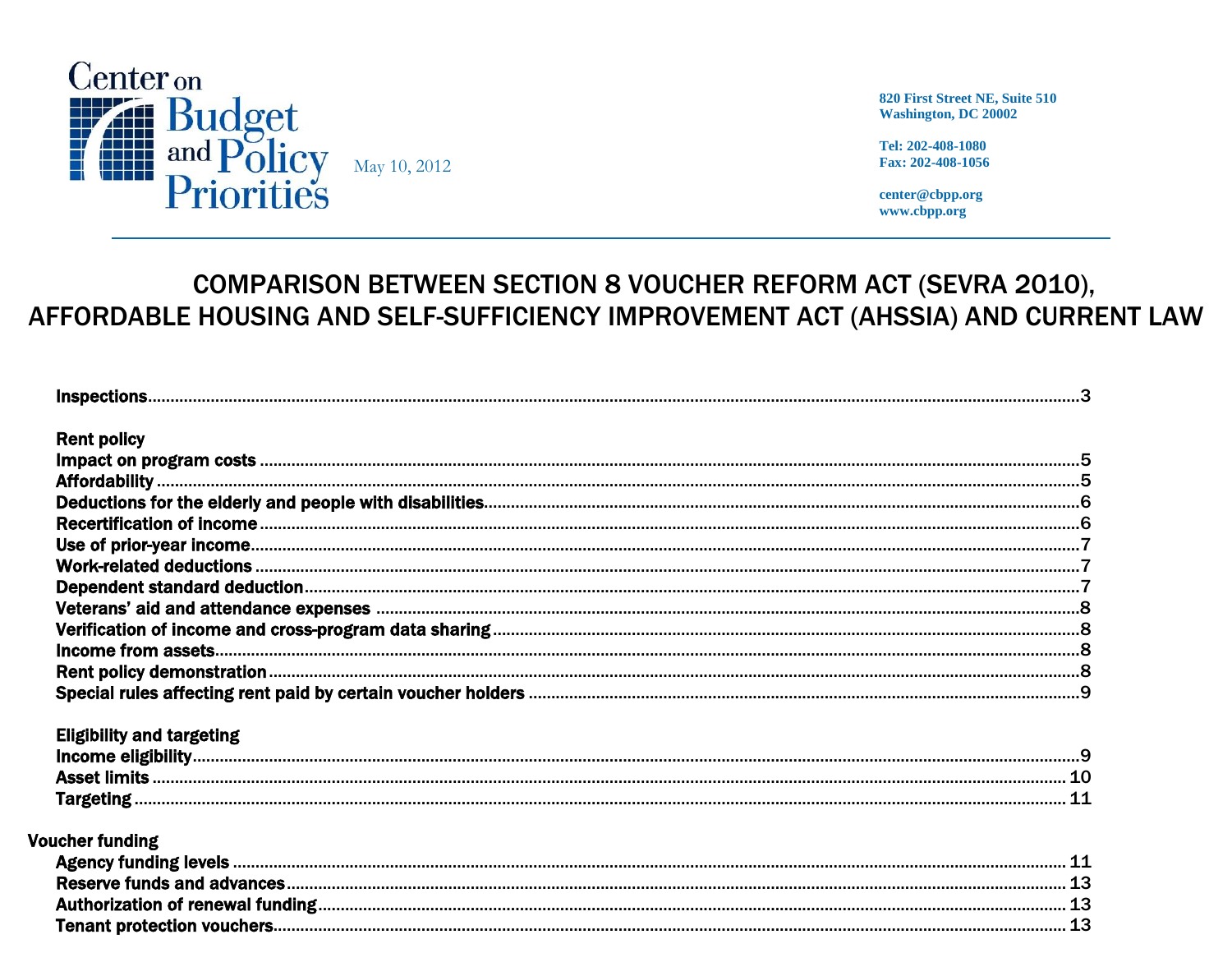Center on Budget and Policy Priorities

May 10, 2012

820 First Street NE, Suite 510
Washington, DC 20002

Tel: 202-408-1080
Fax: 202-408-1056

center@cbpp.org
www.cbpp.org

# COMPARISON BETWEEN SECTION 8 VOUCHER REFORM ACT (SEVRA 2010), AFFORDABLE HOUSING AND SELF-SUFFICIENCY IMPROVEMENT ACT (AHSSIA) AND CURRENT LAW

**Inspections** ........ 3

**Rent policy**
- **Impact on program costs** ........ 5
- **Affordability** ........ 5
- **Deductions for the elderly and people with disabilities** ........ 6
- **Recertification of income** ........ 6
- **Use of prior-year income** ........ 7
- **Work-related deductions** ........ 7
- **Dependent standard deduction** ........ 7
- **Veterans' aid and attendance expenses** ........ 8
- **Verification of income and cross-program data sharing** ........ 8
- **Income from assets** ........ 8
- **Rent policy demonstration** ........ 8
- **Special rules affecting rent paid by certain voucher holders** ........ 9

**Eligibility and targeting**
- **Income eligibility** ........ 9
- **Asset limits** ........ 10
- **Targeting** ........ 11

**Voucher funding**
- **Agency funding levels** ........ 11
- **Reserve funds and advances** ........ 13
- **Authorization of renewal funding** ........ 13
- **Tenant protection vouchers** ........ 13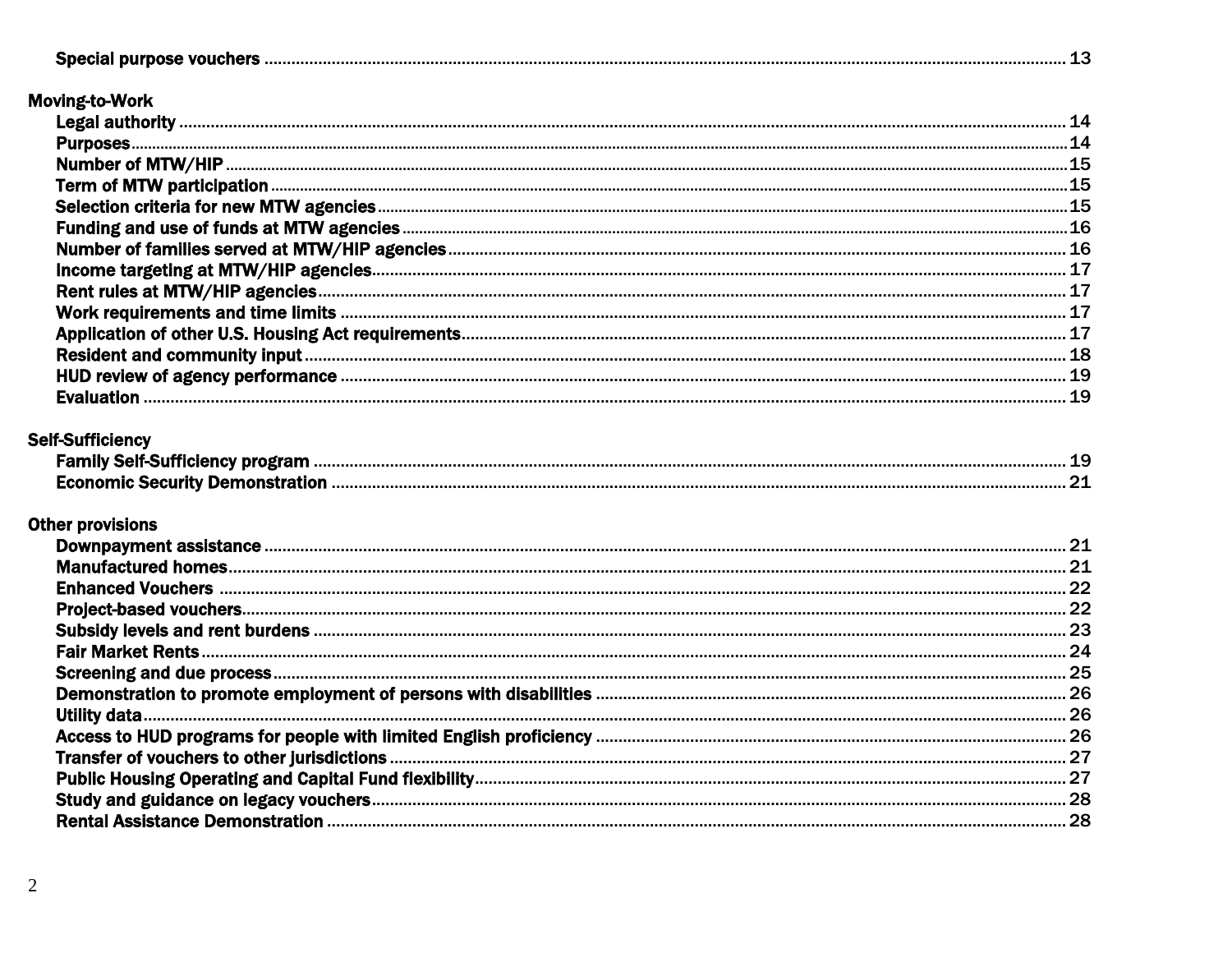Special purpose vouchers ............ 13

**Moving-to-Work**

- Legal authority ............ 14
- Purposes ............ 14
- Number of MTW/HIP ............ 15
- Term of MTW participation ............ 15
- Selection criteria for new MTW agencies ............ 15
- Funding and use of funds at MTW agencies ............ 16
- Number of families served at MTW/HIP agencies ............ 16
- Income targeting at MTW/HIP agencies ............ 17
- Rent rules at MTW/HIP agencies ............ 17
- Work requirements and time limits ............ 17
- Application of other U.S. Housing Act requirements ............ 17
- Resident and community input ............ 18
- HUD review of agency performance ............ 19
- Evaluation ............ 19

**Self-Sufficiency**

- Family Self-Sufficiency program ............ 19
- Economic Security Demonstration ............ 21

**Other provisions**

- Downpayment assistance ............ 21
- Manufactured homes ............ 21
- Enhanced Vouchers ............ 22
- Project-based vouchers ............ 22
- Subsidy levels and rent burdens ............ 23
- Fair Market Rents ............ 24
- Screening and due process ............ 25
- Demonstration to promote employment of persons with disabilities ............ 26
- Utility data ............ 26
- Access to HUD programs for people with limited English proficiency ............ 26
- Transfer of vouchers to other jurisdictions ............ 27
- Public Housing Operating and Capital Fund flexibility ............ 27
- Study and guidance on legacy vouchers ............ 28
- Rental Assistance Demonstration ............ 28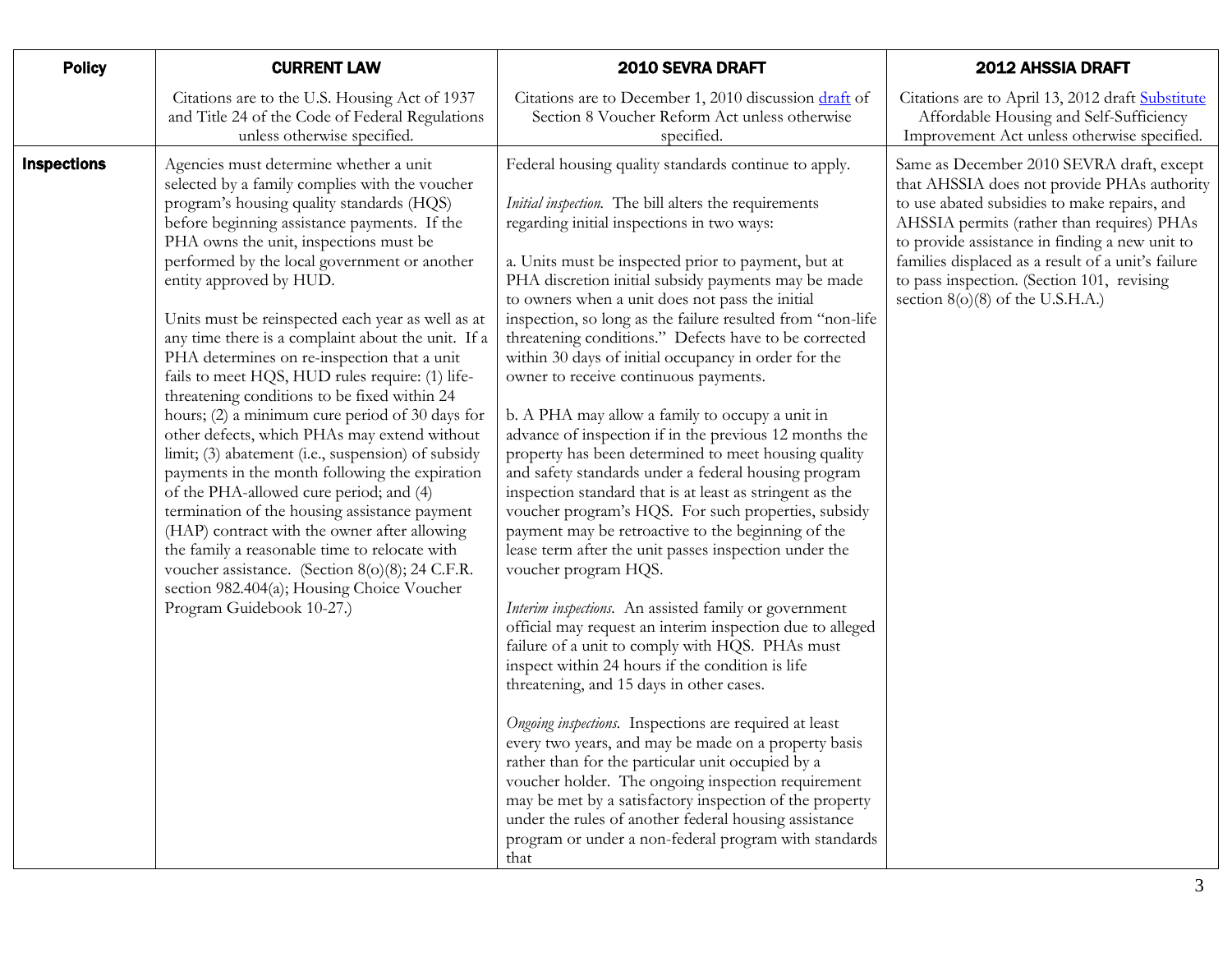| Policy | CURRENT LAW | 2010 SEVRA DRAFT | 2012 AHSSIA DRAFT |
|---|---|---|---|
| | Citations are to the U.S. Housing Act of 1937 and Title 24 of the Code of Federal Regulations unless otherwise specified. | Citations are to December 1, 2010 discussion draft of Section 8 Voucher Reform Act unless otherwise specified. | Citations are to April 13, 2012 draft Substitute Affordable Housing and Self-Sufficiency Improvement Act unless otherwise specified. |
| **Inspections** | Agencies must determine whether a unit selected by a family complies with the voucher program's housing quality standards (HQS) before beginning assistance payments. If the PHA owns the unit, inspections must be performed by the local government or another entity approved by HUD.<br><br>Units must be reinspected each year as well as at any time there is a complaint about the unit. If a PHA determines on re-inspection that a unit fails to meet HQS, HUD rules require: (1) life-threatening conditions to be fixed within 24 hours; (2) a minimum cure period of 30 days for other defects, which PHAs may extend without limit; (3) abatement (i.e., suspension) of subsidy payments in the month following the expiration of the PHA-allowed cure period; and (4) termination of the housing assistance payment (HAP) contract with the owner after allowing the family a reasonable time to relocate with voucher assistance. (Section 8(o)(8); 24 C.F.R. section 982.404(a); Housing Choice Voucher Program Guidebook 10-27.) | Federal housing quality standards continue to apply.<br><br>*Initial inspection.* The bill alters the requirements regarding initial inspections in two ways:<br><br>a. Units must be inspected prior to payment, but at PHA discretion initial subsidy payments may be made to owners when a unit does not pass the initial inspection, so long as the failure resulted from "non-life threatening conditions." Defects have to be corrected within 30 days of initial occupancy in order for the owner to receive continuous payments.<br><br>b. A PHA may allow a family to occupy a unit in advance of inspection if in the previous 12 months the property has been determined to meet housing quality and safety standards under a federal housing program inspection standard that is at least as stringent as the voucher program's HQS. For such properties, subsidy payment may be retroactive to the beginning of the lease term after the unit passes inspection under the voucher program HQS.<br><br>*Interim inspections.* An assisted family or government official may request an interim inspection due to alleged failure of a unit to comply with HQS. PHAs must inspect within 24 hours if the condition is life threatening, and 15 days in other cases.<br><br>*Ongoing inspections.* Inspections are required at least every two years, and may be made on a property basis rather than for the particular unit occupied by a voucher holder. The ongoing inspection requirement may be met by a satisfactory inspection of the property under the rules of another federal housing assistance program or under a non-federal program with standards that | Same as December 2010 SEVRA draft, except that AHSSIA does not provide PHAs authority to use abated subsidies to make repairs, and AHSSIA permits (rather than requires) PHAs to provide assistance in finding a new unit to families displaced as a result of a unit's failure to pass inspection. (Section 101, revising section 8(o)(8) of the U.S.H.A.) |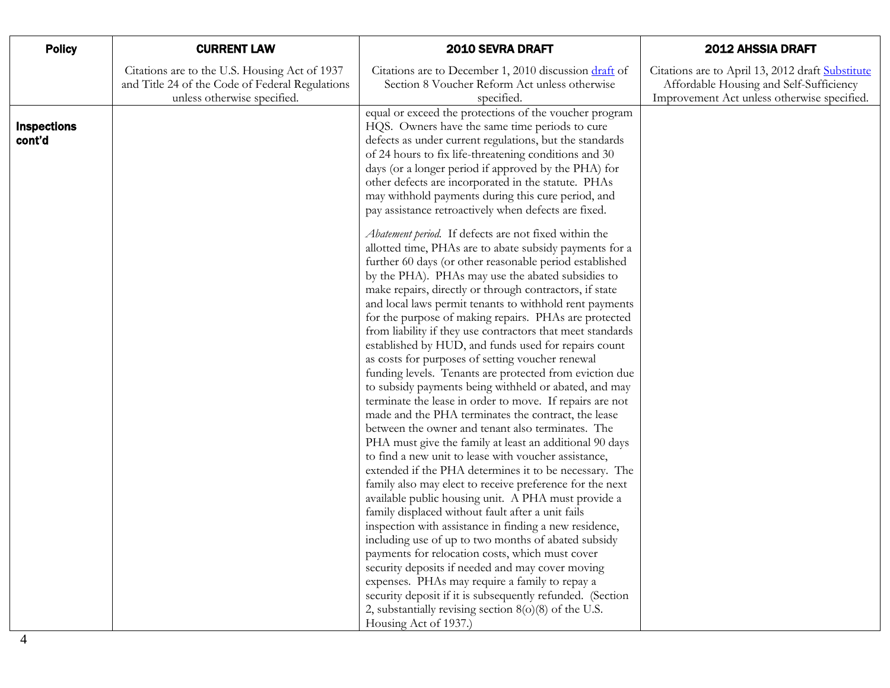| Policy | CURRENT LAW | 2010 SEVRA DRAFT | 2012 AHSSIA DRAFT |
|---|---|---|---|
| | Citations are to the U.S. Housing Act of 1937 and Title 24 of the Code of Federal Regulations unless otherwise specified. | Citations are to December 1, 2010 discussion [draft](draft) of Section 8 Voucher Reform Act unless otherwise specified. | Citations are to April 13, 2012 draft [Substitute](Substitute) Affordable Housing and Self-Sufficiency Improvement Act unless otherwise specified. |
| **Inspections cont'd** | | equal or exceed the protections of the voucher program HQS. Owners have the same time periods to cure defects as under current regulations, but the standards of 24 hours to fix life-threatening conditions and 30 days (or a longer period if approved by the PHA) for other defects are incorporated in the statute. PHAs may withhold payments during this cure period, and pay assistance retroactively when defects are fixed.<br><br>*Abatement period.* If defects are not fixed within the allotted time, PHAs are to abate subsidy payments for a further 60 days (or other reasonable period established by the PHA). PHAs may use the abated subsidies to make repairs, directly or through contractors, if state and local laws permit tenants to withhold rent payments for the purpose of making repairs. PHAs are protected from liability if they use contractors that meet standards established by HUD, and funds used for repairs count as costs for purposes of setting voucher renewal funding levels. Tenants are protected from eviction due to subsidy payments being withheld or abated, and may terminate the lease in order to move. If repairs are not made and the PHA terminates the contract, the lease between the owner and tenant also terminates. The PHA must give the family at least an additional 90 days to find a new unit to lease with voucher assistance, extended if the PHA determines it to be necessary. The family also may elect to receive preference for the next available public housing unit. A PHA must provide a family displaced without fault after a unit fails inspection with assistance in finding a new residence, including use of up to two months of abated subsidy payments for relocation costs, which must cover security deposits if needed and may cover moving expenses. PHAs may require a family to repay a security deposit if it is subsequently refunded. (Section 2, substantially revising section 8(o)(8) of the U.S. Housing Act of 1937.) | |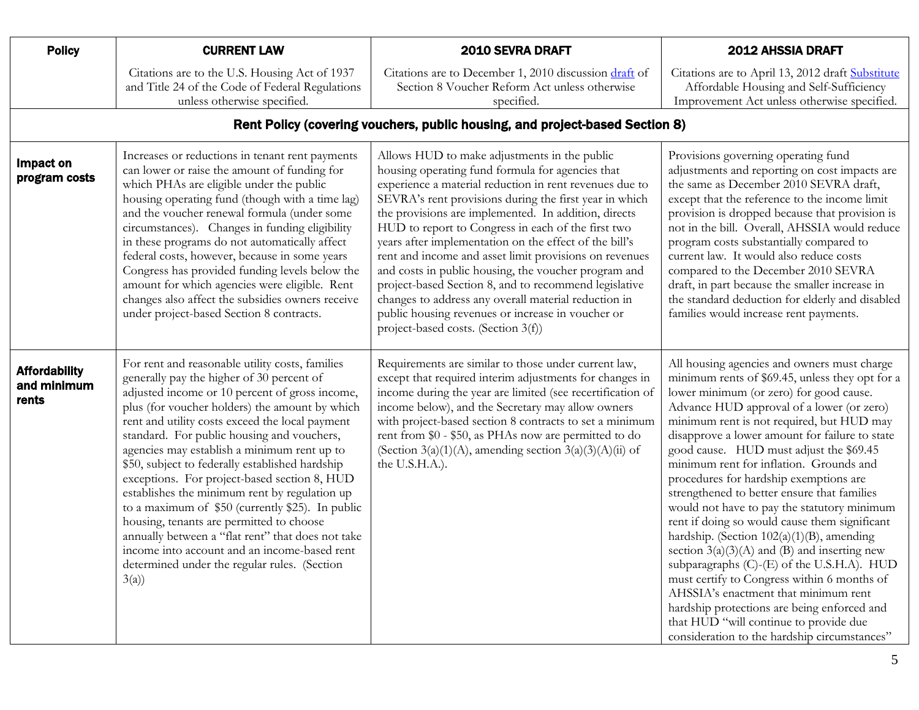| Policy | CURRENT LAW | 2010 SEVRA DRAFT | 2012 AHSSIA DRAFT |
|---|---|---|---|
| | Citations are to the U.S. Housing Act of 1937 and Title 24 of the Code of Federal Regulations unless otherwise specified. | Citations are to December 1, 2010 discussion draft of Section 8 Voucher Reform Act unless otherwise specified. | Citations are to April 13, 2012 draft Substitute Affordable Housing and Self-Sufficiency Improvement Act unless otherwise specified. |
| **Rent Policy (covering vouchers, public housing, and project-based Section 8)** | | | |
| **Impact on program costs** | Increases or reductions in tenant rent payments can lower or raise the amount of funding for which PHAs are eligible under the public housing operating fund (though with a time lag) and the voucher renewal formula (under some circumstances). Changes in funding eligibility in these programs do not automatically affect federal costs, however, because in some years Congress has provided funding levels below the amount for which agencies were eligible. Rent changes also affect the subsidies owners receive under project-based Section 8 contracts. | Allows HUD to make adjustments in the public housing operating fund formula for agencies that experience a material reduction in rent revenues due to SEVRA's rent provisions during the first year in which the provisions are implemented. In addition, directs HUD to report to Congress in each of the first two years after implementation on the effect of the bill's rent and income and asset limit provisions on revenues and costs in public housing, the voucher program and project-based Section 8, and to recommend legislative changes to address any overall material reduction in public housing revenues or increase in voucher or project-based costs. (Section 3(f)) | Provisions governing operating fund adjustments and reporting on cost impacts are the same as December 2010 SEVRA draft, except that the reference to the income limit provision is dropped because that provision is not in the bill. Overall, AHSSIA would reduce program costs substantially compared to current law. It would also reduce costs compared to the December 2010 SEVRA draft, in part because the smaller increase in the standard deduction for elderly and disabled families would increase rent payments. |
| **Affordability and minimum rents** | For rent and reasonable utility costs, families generally pay the higher of 30 percent of adjusted income or 10 percent of gross income, plus (for voucher holders) the amount by which rent and utility costs exceed the local payment standard. For public housing and vouchers, agencies may establish a minimum rent up to $50, subject to federally established hardship exceptions. For project-based section 8, HUD establishes the minimum rent by regulation up to a maximum of $50 (currently $25). In public housing, tenants are permitted to choose annually between a "flat rent" that does not take income into account and an income-based rent determined under the regular rules. (Section 3(a)) | Requirements are similar to those under current law, except that required interim adjustments for changes in income during the year are limited (see recertification of income below), and the Secretary may allow owners with project-based section 8 contracts to set a minimum rent from $0 - $50, as PHAs now are permitted to do (Section 3(a)(1)(A), amending section 3(a)(3)(A)(ii) of the U.S.H.A.). | All housing agencies and owners must charge minimum rents of $69.45, unless they opt for a lower minimum (or zero) for good cause. Advance HUD approval of a lower (or zero) minimum rent is not required, but HUD may disapprove a lower amount for failure to state good cause. HUD must adjust the $69.45 minimum rent for inflation. Grounds and procedures for hardship exemptions are strengthened to better ensure that families would not have to pay the statutory minimum rent if doing so would cause them significant hardship. (Section 102(a)(1)(B), amending section 3(a)(3)(A) and (B) and inserting new subparagraphs (C)-(E) of the U.S.H.A). HUD must certify to Congress within 6 months of AHSSIA's enactment that minimum rent hardship protections are being enforced and that HUD "will continue to provide due consideration to the hardship circumstances" |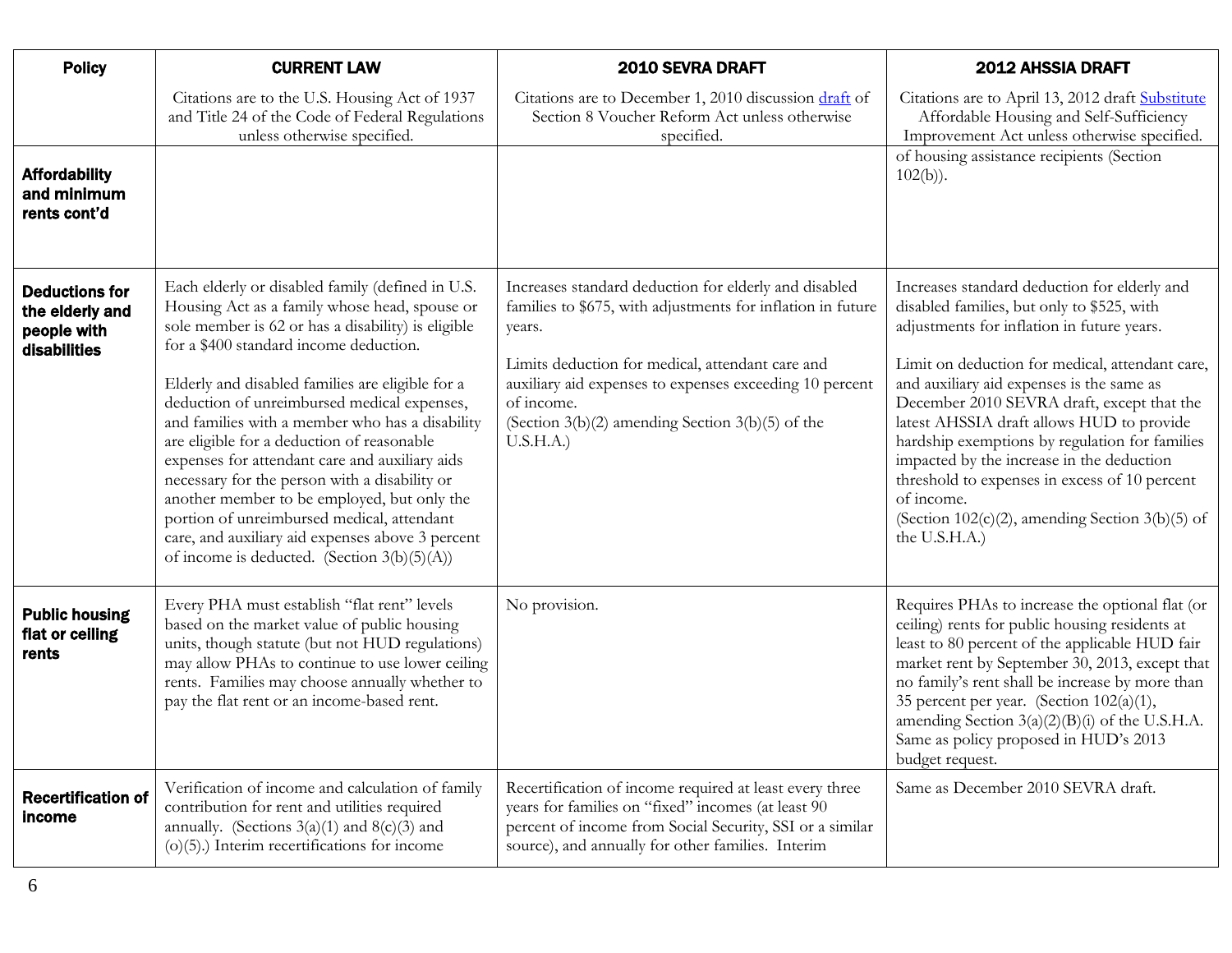| Policy | CURRENT LAW | 2010 SEVRA DRAFT | 2012 AHSSIA DRAFT |
|---|---|---|---|
| | Citations are to the U.S. Housing Act of 1937 and Title 24 of the Code of Federal Regulations unless otherwise specified. | Citations are to December 1, 2010 discussion draft of Section 8 Voucher Reform Act unless otherwise specified. | Citations are to April 13, 2012 draft Substitute Affordable Housing and Self-Sufficiency Improvement Act unless otherwise specified. |
| **Affordability and minimum rents cont'd** | | | of housing assistance recipients (Section 102(b)). |
| **Deductions for the elderly and people with disabilities** | Each elderly or disabled family (defined in U.S. Housing Act as a family whose head, spouse or sole member is 62 or has a disability) is eligible for a $400 standard income deduction.<br><br>Elderly and disabled families are eligible for a deduction of unreimbursed medical expenses, and families with a member who has a disability are eligible for a deduction of reasonable expenses for attendant care and auxiliary aids necessary for the person with a disability or another member to be employed, but only the portion of unreimbursed medical, attendant care, and auxiliary aid expenses above 3 percent of income is deducted. (Section 3(b)(5)(A)) | Increases standard deduction for elderly and disabled families to $675, with adjustments for inflation in future years.<br><br>Limits deduction for medical, attendant care and auxiliary aid expenses to expenses exceeding 10 percent of income.<br>(Section 3(b)(2) amending Section 3(b)(5) of the U.S.H.A.) | Increases standard deduction for elderly and disabled families, but only to $525, with adjustments for inflation in future years.<br><br>Limit on deduction for medical, attendant care, and auxiliary aid expenses is the same as December 2010 SEVRA draft, except that the latest AHSSIA draft allows HUD to provide hardship exemptions by regulation for families impacted by the increase in the deduction threshold to expenses in excess of 10 percent of income.<br>(Section 102(c)(2), amending Section 3(b)(5) of the U.S.H.A.) |
| **Public housing flat or ceiling rents** | Every PHA must establish "flat rent" levels based on the market value of public housing units, though statute (but not HUD regulations) may allow PHAs to continue to use lower ceiling rents. Families may choose annually whether to pay the flat rent or an income-based rent. | No provision. | Requires PHAs to increase the optional flat (or ceiling) rents for public housing residents at least to 80 percent of the applicable HUD fair market rent by September 30, 2013, except that no family's rent shall be increase by more than 35 percent per year. (Section 102(a)(1), amending Section 3(a)(2)(B)(i) of the U.S.H.A. Same as policy proposed in HUD's 2013 budget request. |
| **Recertification of income** | Verification of income and calculation of family contribution for rent and utilities required annually. (Sections 3(a)(1) and 8(c)(3) and (o)(5).) Interim recertifications for income | Recertification of income required at least every three years for families on "fixed" incomes (at least 90 percent of income from Social Security, SSI or a similar source), and annually for other families. Interim | Same as December 2010 SEVRA draft. |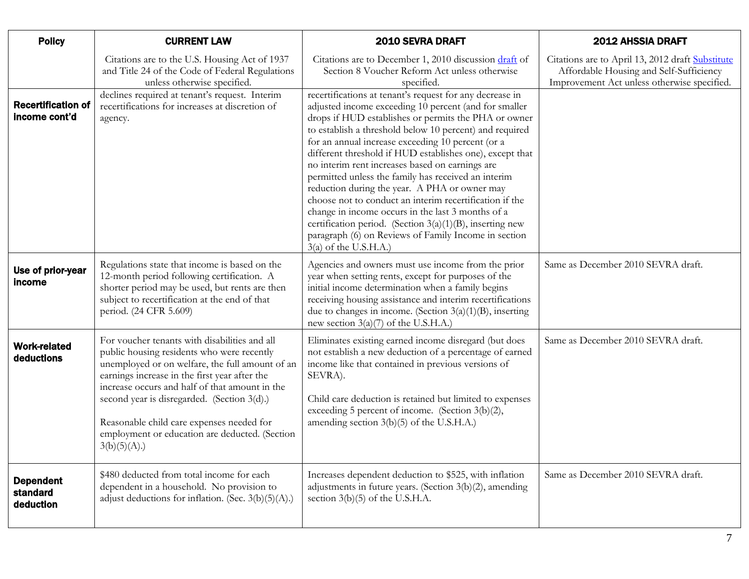| Policy | CURRENT LAW | 2010 SEVRA DRAFT | 2012 AHSSIA DRAFT |
|---|---|---|---|
| | Citations are to the U.S. Housing Act of 1937 and Title 24 of the Code of Federal Regulations unless otherwise specified. | Citations are to December 1, 2010 discussion draft of Section 8 Voucher Reform Act unless otherwise specified. | Citations are to April 13, 2012 draft Substitute Affordable Housing and Self-Sufficiency Improvement Act unless otherwise specified. |
| **Recertification of income cont'd** | declines required at tenant's request. Interim recertifications for increases at discretion of agency. | recertifications at tenant's request for any decrease in adjusted income exceeding 10 percent (and for smaller drops if HUD establishes or permits the PHA or owner to establish a threshold below 10 percent) and required for an annual increase exceeding 10 percent (or a different threshold if HUD establishes one), except that no interim rent increases based on earnings are permitted unless the family has received an interim reduction during the year. A PHA or owner may choose not to conduct an interim recertification if the change in income occurs in the last 3 months of a certification period. (Section 3(a)(1)(B), inserting new paragraph (6) on Reviews of Family Income in section 3(a) of the U.S.H.A.) | |
| **Use of prior-year income** | Regulations state that income is based on the 12-month period following certification. A shorter period may be used, but rents are then subject to recertification at the end of that period. (24 CFR 5.609) | Agencies and owners must use income from the prior year when setting rents, except for purposes of the initial income determination when a family begins receiving housing assistance and interim recertifications due to changes in income. (Section 3(a)(1)(B), inserting new section 3(a)(7) of the U.S.H.A.) | Same as December 2010 SEVRA draft. |
| **Work-related deductions** | For voucher tenants with disabilities and all public housing residents who were recently unemployed or on welfare, the full amount of an earnings increase in the first year after the increase occurs and half of that amount in the second year is disregarded. (Section 3(d).)<br><br>Reasonable child care expenses needed for employment or education are deducted. (Section 3(b)(5)(A).) | Eliminates existing earned income disregard (but does not establish a new deduction of a percentage of earned income like that contained in previous versions of SEVRA).<br><br>Child care deduction is retained but limited to expenses exceeding 5 percent of income. (Section 3(b)(2), amending section 3(b)(5) of the U.S.H.A.) | Same as December 2010 SEVRA draft. |
| **Dependent standard deduction** | $480 deducted from total income for each dependent in a household. No provision to adjust deductions for inflation. (Sec. 3(b)(5)(A).) | Increases dependent deduction to $525, with inflation adjustments in future years. (Section 3(b)(2), amending section 3(b)(5) of the U.S.H.A. | Same as December 2010 SEVRA draft. |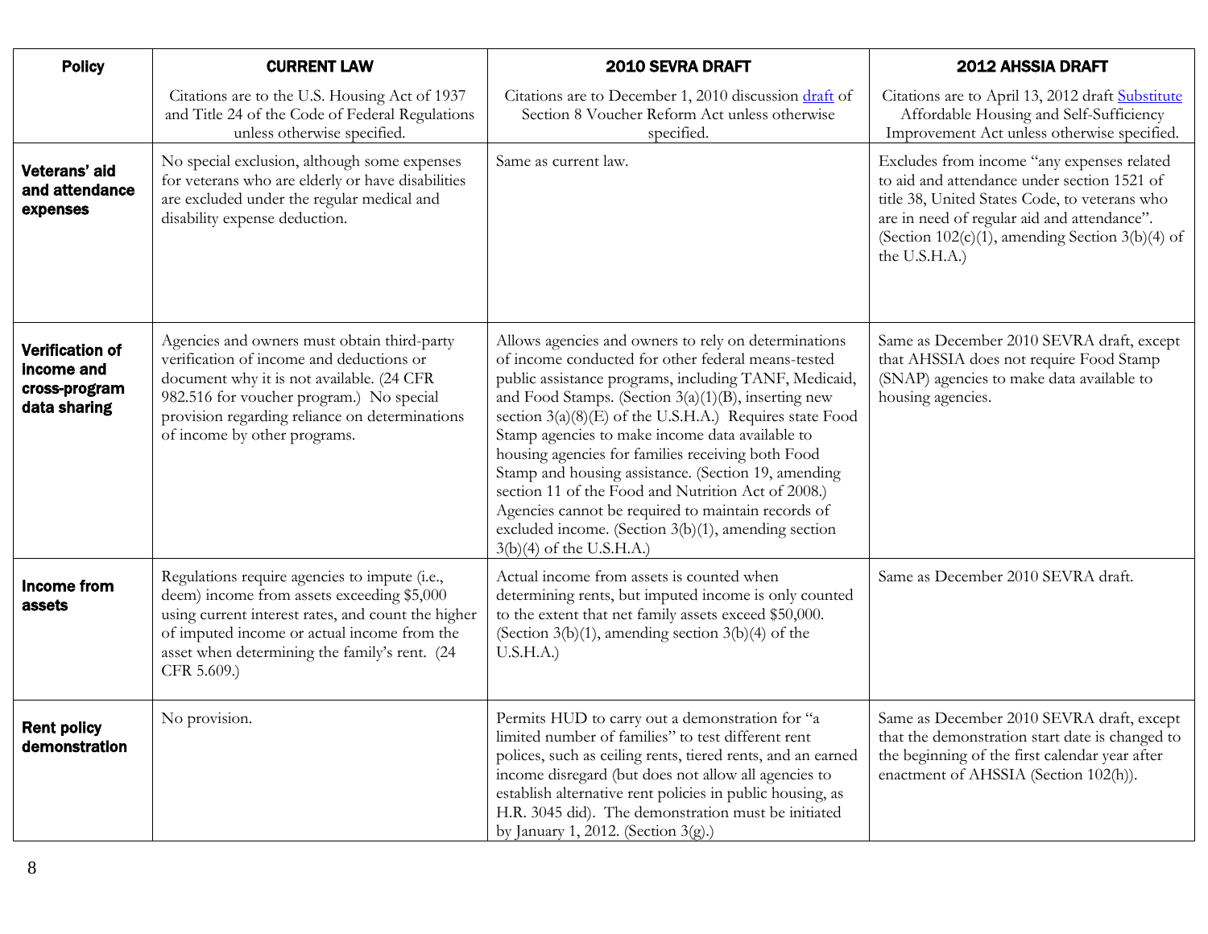| Policy | CURRENT LAW | 2010 SEVRA DRAFT | 2012 AHSSIA DRAFT |
|---|---|---|---|
| | Citations are to the U.S. Housing Act of 1937 and Title 24 of the Code of Federal Regulations unless otherwise specified. | Citations are to December 1, 2010 discussion draft of Section 8 Voucher Reform Act unless otherwise specified. | Citations are to April 13, 2012 draft Substitute Affordable Housing and Self-Sufficiency Improvement Act unless otherwise specified. |
| **Veterans' aid and attendance expenses** | No special exclusion, although some expenses for veterans who are elderly or have disabilities are excluded under the regular medical and disability expense deduction. | Same as current law. | Excludes from income "any expenses related to aid and attendance under section 1521 of title 38, United States Code, to veterans who are in need of regular aid and attendance". (Section 102(c)(1), amending Section 3(b)(4) of the U.S.H.A.) |
| **Verification of income and cross-program data sharing** | Agencies and owners must obtain third-party verification of income and deductions or document why it is not available. (24 CFR 982.516 for voucher program.) No special provision regarding reliance on determinations of income by other programs. | Allows agencies and owners to rely on determinations of income conducted for other federal means-tested public assistance programs, including TANF, Medicaid, and Food Stamps. (Section 3(a)(1)(B), inserting new section 3(a)(8)(E) of the U.S.H.A.) Requires state Food Stamp agencies to make income data available to housing agencies for families receiving both Food Stamp and housing assistance. (Section 19, amending section 11 of the Food and Nutrition Act of 2008.) Agencies cannot be required to maintain records of excluded income. (Section 3(b)(1), amending section 3(b)(4) of the U.S.H.A.) | Same as December 2010 SEVRA draft, except that AHSSIA does not require Food Stamp (SNAP) agencies to make data available to housing agencies. |
| **Income from assets** | Regulations require agencies to impute (i.e., deem) income from assets exceeding $5,000 using current interest rates, and count the higher of imputed income or actual income from the asset when determining the family's rent. (24 CFR 5.609.) | Actual income from assets is counted when determining rents, but imputed income is only counted to the extent that net family assets exceed $50,000. (Section 3(b)(1), amending section 3(b)(4) of the U.S.H.A.) | Same as December 2010 SEVRA draft. |
| **Rent policy demonstration** | No provision. | Permits HUD to carry out a demonstration for "a limited number of families" to test different rent polices, such as ceiling rents, tiered rents, and an earned income disregard (but does not allow all agencies to establish alternative rent policies in public housing, as H.R. 3045 did). The demonstration must be initiated by January 1, 2012. (Section 3(g).) | Same as December 2010 SEVRA draft, except that the demonstration start date is changed to the beginning of the first calendar year after enactment of AHSSIA (Section 102(h)). |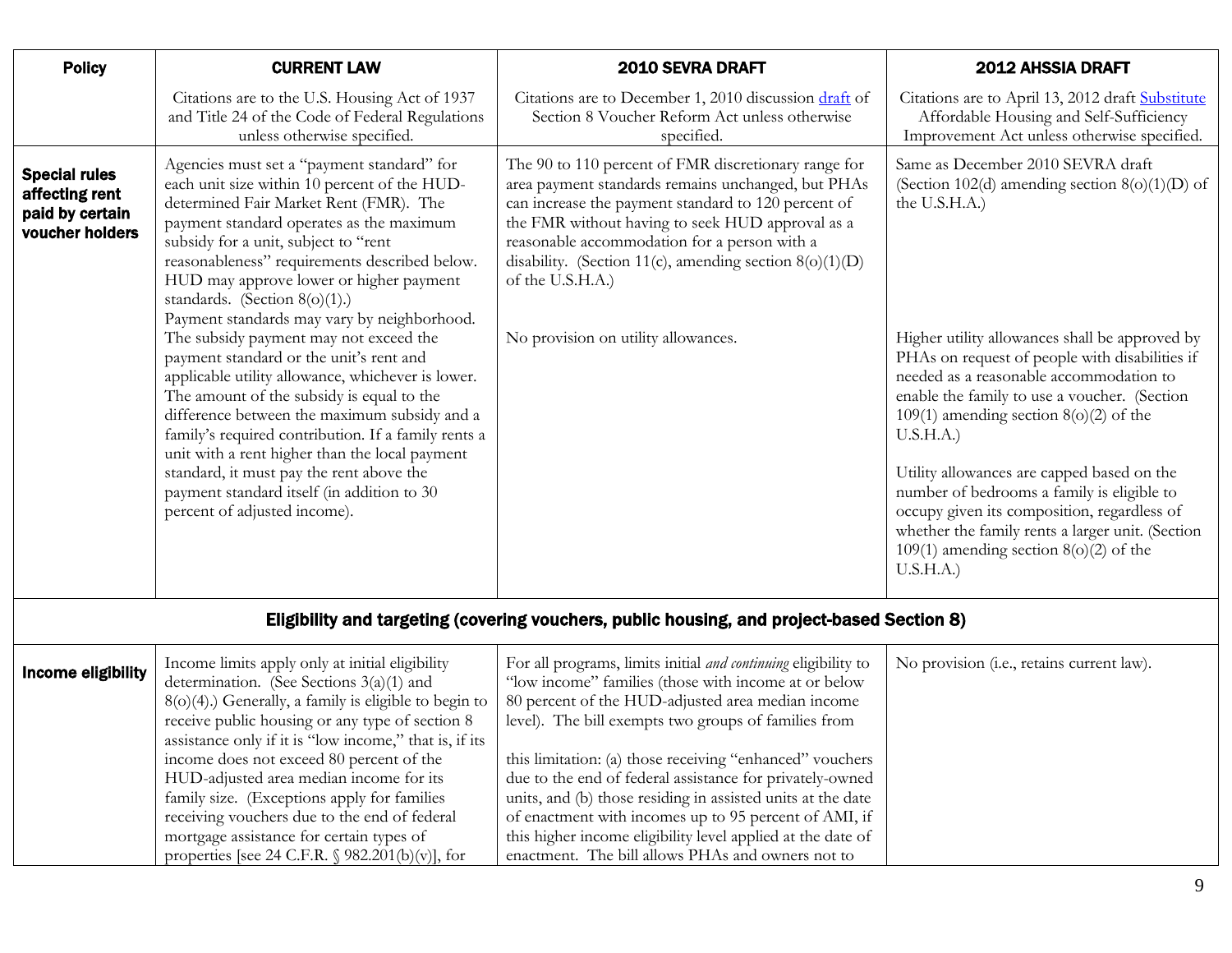| Policy | CURRENT LAW | 2010 SEVRA DRAFT | 2012 AHSSIA DRAFT |
|---|---|---|---|
| | Citations are to the U.S. Housing Act of 1937 and Title 24 of the Code of Federal Regulations unless otherwise specified. | Citations are to December 1, 2010 discussion draft of Section 8 Voucher Reform Act unless otherwise specified. | Citations are to April 13, 2012 draft Substitute Affordable Housing and Self-Sufficiency Improvement Act unless otherwise specified. |
| **Special rules affecting rent paid by certain voucher holders** | Agencies must set a "payment standard" for each unit size within 10 percent of the HUD-determined Fair Market Rent (FMR). The payment standard operates as the maximum subsidy for a unit, subject to "rent reasonableness" requirements described below. HUD may approve lower or higher payment standards. (Section 8(o)(1).) Payment standards may vary by neighborhood. | The 90 to 110 percent of FMR discretionary range for area payment standards remains unchanged, but PHAs can increase the payment standard to 120 percent of the FMR without having to seek HUD approval as a reasonable accommodation for a person with a disability. (Section 11(c), amending section 8(o)(1)(D) of the U.S.H.A.) | Same as December 2010 SEVRA draft (Section 102(d) amending section 8(o)(1)(D) of the U.S.H.A.) |
| | The subsidy payment may not exceed the payment standard or the unit's rent and applicable utility allowance, whichever is lower. The amount of the subsidy is equal to the difference between the maximum subsidy and a family's required contribution. If a family rents a unit with a rent higher than the local payment standard, it must pay the rent above the payment standard itself (in addition to 30 percent of adjusted income). | No provision on utility allowances. | Higher utility allowances shall be approved by PHAs on request of people with disabilities if needed as a reasonable accommodation to enable the family to use a voucher. (Section 109(1) amending section 8(o)(2) of the U.S.H.A.)<br><br>Utility allowances are capped based on the number of bedrooms a family is eligible to occupy given its composition, regardless of whether the family rents a larger unit. (Section 109(1) amending section 8(o)(2) of the U.S.H.A.) |
| **Eligibility and targeting (covering vouchers, public housing, and project-based Section 8)** | | | |
| **Income eligibility** | Income limits apply only at initial eligibility determination. (See Sections 3(a)(1) and 8(o)(4).) Generally, a family is eligible to begin to receive public housing or any type of section 8 assistance only if it is "low income," that is, if its income does not exceed 80 percent of the HUD-adjusted area median income for its family size. (Exceptions apply for families receiving vouchers due to the end of federal mortgage assistance for certain types of properties [see 24 C.F.R. § 982.201(b)(v)], for | For all programs, limits initial *and continuing* eligibility to "low income" families (those with income at or below 80 percent of the HUD-adjusted area median income level). The bill exempts two groups of families from this limitation: (a) those receiving "enhanced" vouchers due to the end of federal assistance for privately-owned units, and (b) those residing in assisted units at the date of enactment with incomes up to 95 percent of AMI, if this higher income eligibility level applied at the date of enactment. The bill allows PHAs and owners not to | No provision (i.e., retains current law). |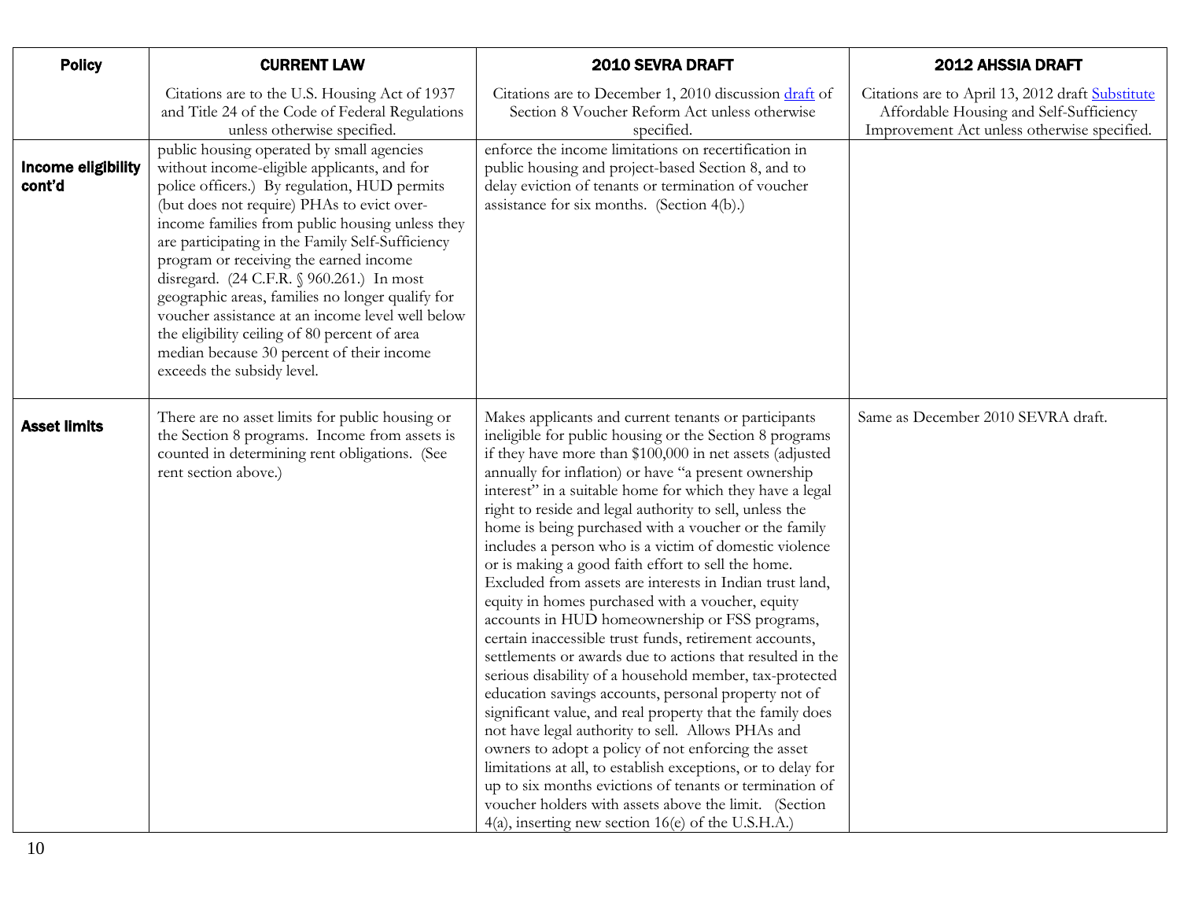| Policy | CURRENT LAW | 2010 SEVRA DRAFT | 2012 AHSSIA DRAFT |
|---|---|---|---|
| | Citations are to the U.S. Housing Act of 1937 and Title 24 of the Code of Federal Regulations unless otherwise specified. | Citations are to December 1, 2010 discussion draft of Section 8 Voucher Reform Act unless otherwise specified. | Citations are to April 13, 2012 draft Substitute Affordable Housing and Self-Sufficiency Improvement Act unless otherwise specified. |
| **Income eligibility cont'd** | public housing operated by small agencies without income-eligible applicants, and for police officers.) By regulation, HUD permits (but does not require) PHAs to evict over-income families from public housing unless they are participating in the Family Self-Sufficiency program or receiving the earned income disregard. (24 C.F.R. § 960.261.) In most geographic areas, families no longer qualify for voucher assistance at an income level well below the eligibility ceiling of 80 percent of area median because 30 percent of their income exceeds the subsidy level. | enforce the income limitations on recertification in public housing and project-based Section 8, and to delay eviction of tenants or termination of voucher assistance for six months. (Section 4(b).) | |
| **Asset limits** | There are no asset limits for public housing or the Section 8 programs. Income from assets is counted in determining rent obligations. (See rent section above.) | Makes applicants and current tenants or participants ineligible for public housing or the Section 8 programs if they have more than $100,000 in net assets (adjusted annually for inflation) or have "a present ownership interest" in a suitable home for which they have a legal right to reside and legal authority to sell, unless the home is being purchased with a voucher or the family includes a person who is a victim of domestic violence or is making a good faith effort to sell the home. Excluded from assets are interests in Indian trust land, equity in homes purchased with a voucher, equity accounts in HUD homeownership or FSS programs, certain inaccessible trust funds, retirement accounts, settlements or awards due to actions that resulted in the serious disability of a household member, tax-protected education savings accounts, personal property not of significant value, and real property that the family does not have legal authority to sell. Allows PHAs and owners to adopt a policy of not enforcing the asset limitations at all, to establish exceptions, or to delay for up to six months evictions of tenants or termination of voucher holders with assets above the limit. (Section 4(a), inserting new section 16(e) of the U.S.H.A.) | Same as December 2010 SEVRA draft. |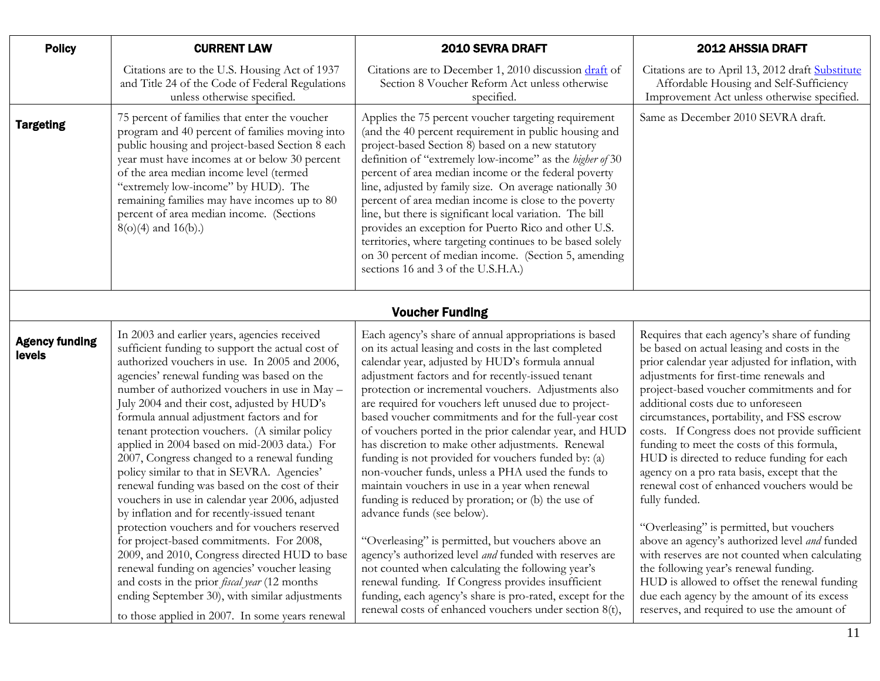| Policy | CURRENT LAW | 2010 SEVRA DRAFT | 2012 AHSSIA DRAFT |
|---|---|---|---|
| | Citations are to the U.S. Housing Act of 1937 and Title 24 of the Code of Federal Regulations unless otherwise specified. | Citations are to December 1, 2010 discussion draft of Section 8 Voucher Reform Act unless otherwise specified. | Citations are to April 13, 2012 draft Substitute Affordable Housing and Self-Sufficiency Improvement Act unless otherwise specified. |
| **Targeting** | 75 percent of families that enter the voucher program and 40 percent of families moving into public housing and project-based Section 8 each year must have incomes at or below 30 percent of the area median income level (termed "extremely low-income" by HUD). The remaining families may have incomes up to 80 percent of area median income. (Sections 8(o)(4) and 16(b).) | Applies the 75 percent voucher targeting requirement (and the 40 percent requirement in public housing and project-based Section 8) based on a new statutory definition of "extremely low-income" as the *higher of* 30 percent of area median income or the federal poverty line, adjusted by family size. On average nationally 30 percent of area median income is close to the poverty line, but there is significant local variation. The bill provides an exception for Puerto Rico and other U.S. territories, where targeting continues to be based solely on 30 percent of median income. (Section 5, amending sections 16 and 3 of the U.S.H.A.) | Same as December 2010 SEVRA draft. |
| **Voucher Funding** | | | |
| **Agency funding levels** | In 2003 and earlier years, agencies received sufficient funding to support the actual cost of authorized vouchers in use. In 2005 and 2006, agencies' renewal funding was based on the number of authorized vouchers in use in May – July 2004 and their cost, adjusted by HUD's formula annual adjustment factors and for tenant protection vouchers. (A similar policy applied in 2004 based on mid-2003 data.) For 2007, Congress changed to a renewal funding policy similar to that in SEVRA. Agencies' renewal funding was based on the cost of their vouchers in use in calendar year 2006, adjusted by inflation and for recently-issued tenant protection vouchers and for vouchers reserved for project-based commitments. For 2008, 2009, and 2010, Congress directed HUD to base renewal funding on agencies' voucher leasing and costs in the prior *fiscal year* (12 months ending September 30), with similar adjustments to those applied in 2007. In some years renewal | Each agency's share of annual appropriations is based on its actual leasing and costs in the last completed calendar year, adjusted by HUD's formula annual adjustment factors and for recently-issued tenant protection or incremental vouchers. Adjustments also are required for vouchers left unused due to project-based voucher commitments and for the full-year cost of vouchers ported in the prior calendar year, and HUD has discretion to make other adjustments. Renewal funding is not provided for vouchers funded by: (a) non-voucher funds, unless a PHA used the funds to maintain vouchers in use in a year when renewal funding is reduced by proration; or (b) the use of advance funds (see below).<br><br>"Overleasing" is permitted, but vouchers above an agency's authorized level *and* funded with reserves are not counted when calculating the following year's renewal funding. If Congress provides insufficient funding, each agency's share is pro-rated, except for the renewal costs of enhanced vouchers under section 8(t), | Requires that each agency's share of funding be based on actual leasing and costs in the prior calendar year adjusted for inflation, with adjustments for first-time renewals and project-based voucher commitments and for additional costs due to unforeseen circumstances, portability, and FSS escrow costs. If Congress does not provide sufficient funding to meet the costs of this formula, HUD is directed to reduce funding for each agency on a pro rata basis, except that the renewal cost of enhanced vouchers would be fully funded.<br><br>"Overleasing" is permitted, but vouchers above an agency's authorized level *and* funded with reserves are not counted when calculating the following year's renewal funding. HUD is allowed to offset the renewal funding due each agency by the amount of its excess reserves, and required to use the amount of |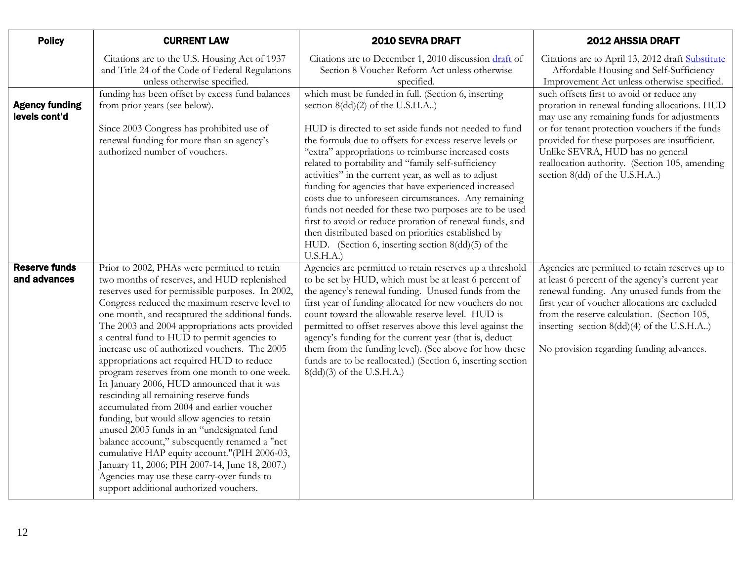| Policy | CURRENT LAW | 2010 SEVRA DRAFT | 2012 AHSSIA DRAFT |
|---|---|---|---|
| | Citations are to the U.S. Housing Act of 1937 and Title 24 of the Code of Federal Regulations unless otherwise specified. | Citations are to December 1, 2010 discussion draft of Section 8 Voucher Reform Act unless otherwise specified. | Citations are to April 13, 2012 draft Substitute Affordable Housing and Self-Sufficiency Improvement Act unless otherwise specified. |
| **Agency funding levels cont'd** | funding has been offset by excess fund balances from prior years (see below).<br><br>Since 2003 Congress has prohibited use of renewal funding for more than an agency's authorized number of vouchers. | which must be funded in full. (Section 6, inserting section 8(dd)(2) of the U.S.H.A..)<br><br>HUD is directed to set aside funds not needed to fund the formula due to offsets for excess reserve levels or "extra" appropriations to reimburse increased costs related to portability and "family self-sufficiency activities" in the current year, as well as to adjust funding for agencies that have experienced increased costs due to unforeseen circumstances. Any remaining funds not needed for these two purposes are to be used first to avoid or reduce proration of renewal funds, and then distributed based on priorities established by HUD. (Section 6, inserting section 8(dd)(5) of the U.S.H.A.) | such offsets first to avoid or reduce any proration in renewal funding allocations. HUD may use any remaining funds for adjustments or for tenant protection vouchers if the funds provided for these purposes are insufficient. Unlike SEVRA, HUD has no general reallocation authority. (Section 105, amending section 8(dd) of the U.S.H.A..) |
| **Reserve funds and advances** | Prior to 2002, PHAs were permitted to retain two months of reserves, and HUD replenished reserves used for permissible purposes. In 2002, Congress reduced the maximum reserve level to one month, and recaptured the additional funds. The 2003 and 2004 appropriations acts provided a central fund to HUD to permit agencies to increase use of authorized vouchers. The 2005 appropriations act required HUD to reduce program reserves from one month to one week. In January 2006, HUD announced that it was rescinding all remaining reserve funds accumulated from 2004 and earlier voucher funding, but would allow agencies to retain unused 2005 funds in an "undesignated fund balance account," subsequently renamed a "net cumulative HAP equity account."(PIH 2006-03, January 11, 2006; PIH 2007-14, June 18, 2007.) Agencies may use these carry-over funds to support additional authorized vouchers. | Agencies are permitted to retain reserves up a threshold to be set by HUD, which must be at least 6 percent of the agency's renewal funding. Unused funds from the first year of funding allocated for new vouchers do not count toward the allowable reserve level. HUD is permitted to offset reserves above this level against the agency's funding for the current year (that is, deduct them from the funding level). (See above for how these funds are to be reallocated.) (Section 6, inserting section 8(dd)(3) of the U.S.H.A.) | Agencies are permitted to retain reserves up to at least 6 percent of the agency's current year renewal funding. Any unused funds from the first year of voucher allocations are excluded from the reserve calculation. (Section 105, inserting section 8(dd)(4) of the U.S.H.A..)<br><br>No provision regarding funding advances. |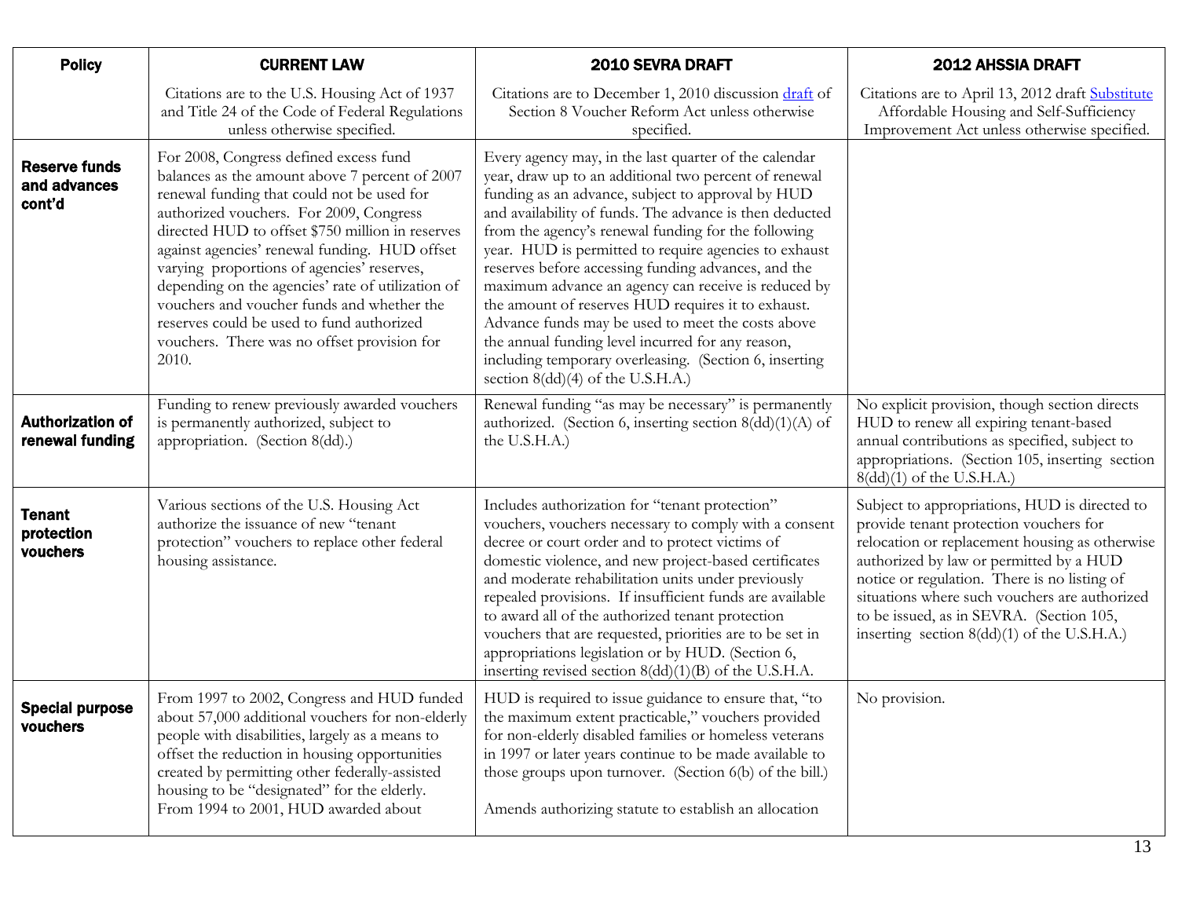| Policy | CURRENT LAW | 2010 SEVRA DRAFT | 2012 AHSSIA DRAFT |
|---|---|---|---|
| | Citations are to the U.S. Housing Act of 1937 and Title 24 of the Code of Federal Regulations unless otherwise specified. | Citations are to December 1, 2010 discussion draft of Section 8 Voucher Reform Act unless otherwise specified. | Citations are to April 13, 2012 draft Substitute Affordable Housing and Self-Sufficiency Improvement Act unless otherwise specified. |
| **Reserve funds and advances cont'd** | For 2008, Congress defined excess fund balances as the amount above 7 percent of 2007 renewal funding that could not be used for authorized vouchers. For 2009, Congress directed HUD to offset $750 million in reserves against agencies' renewal funding. HUD offset varying proportions of agencies' reserves, depending on the agencies' rate of utilization of vouchers and voucher funds and whether the reserves could be used to fund authorized vouchers. There was no offset provision for 2010. | Every agency may, in the last quarter of the calendar year, draw up to an additional two percent of renewal funding as an advance, subject to approval by HUD and availability of funds. The advance is then deducted from the agency's renewal funding for the following year. HUD is permitted to require agencies to exhaust reserves before accessing funding advances, and the maximum advance an agency can receive is reduced by the amount of reserves HUD requires it to exhaust. Advance funds may be used to meet the costs above the annual funding level incurred for any reason, including temporary overleasing. (Section 6, inserting section 8(dd)(4) of the U.S.H.A.) | |
| **Authorization of renewal funding** | Funding to renew previously awarded vouchers is permanently authorized, subject to appropriation. (Section 8(dd).) | Renewal funding "as may be necessary" is permanently authorized. (Section 6, inserting section 8(dd)(1)(A) of the U.S.H.A.) | No explicit provision, though section directs HUD to renew all expiring tenant-based annual contributions as specified, subject to appropriations. (Section 105, inserting section 8(dd)(1) of the U.S.H.A.) |
| **Tenant protection vouchers** | Various sections of the U.S. Housing Act authorize the issuance of new "tenant protection" vouchers to replace other federal housing assistance. | Includes authorization for "tenant protection" vouchers, vouchers necessary to comply with a consent decree or court order and to protect victims of domestic violence, and new project-based certificates and moderate rehabilitation units under previously repealed provisions. If insufficient funds are available to award all of the authorized tenant protection vouchers that are requested, priorities are to be set in appropriations legislation or by HUD. (Section 6, inserting revised section 8(dd)(1)(B) of the U.S.H.A. | Subject to appropriations, HUD is directed to provide tenant protection vouchers for relocation or replacement housing as otherwise authorized by law or permitted by a HUD notice or regulation. There is no listing of situations where such vouchers are authorized to be issued, as in SEVRA. (Section 105, inserting section 8(dd)(1) of the U.S.H.A.) |
| **Special purpose vouchers** | From 1997 to 2002, Congress and HUD funded about 57,000 additional vouchers for non-elderly people with disabilities, largely as a means to offset the reduction in housing opportunities created by permitting other federally-assisted housing to be "designated" for the elderly. From 1994 to 2001, HUD awarded about | HUD is required to issue guidance to ensure that, "to the maximum extent practicable," vouchers provided for non-elderly disabled families or homeless veterans in 1997 or later years continue to be made available to those groups upon turnover. (Section 6(b) of the bill.)<br><br>Amends authorizing statute to establish an allocation | No provision. |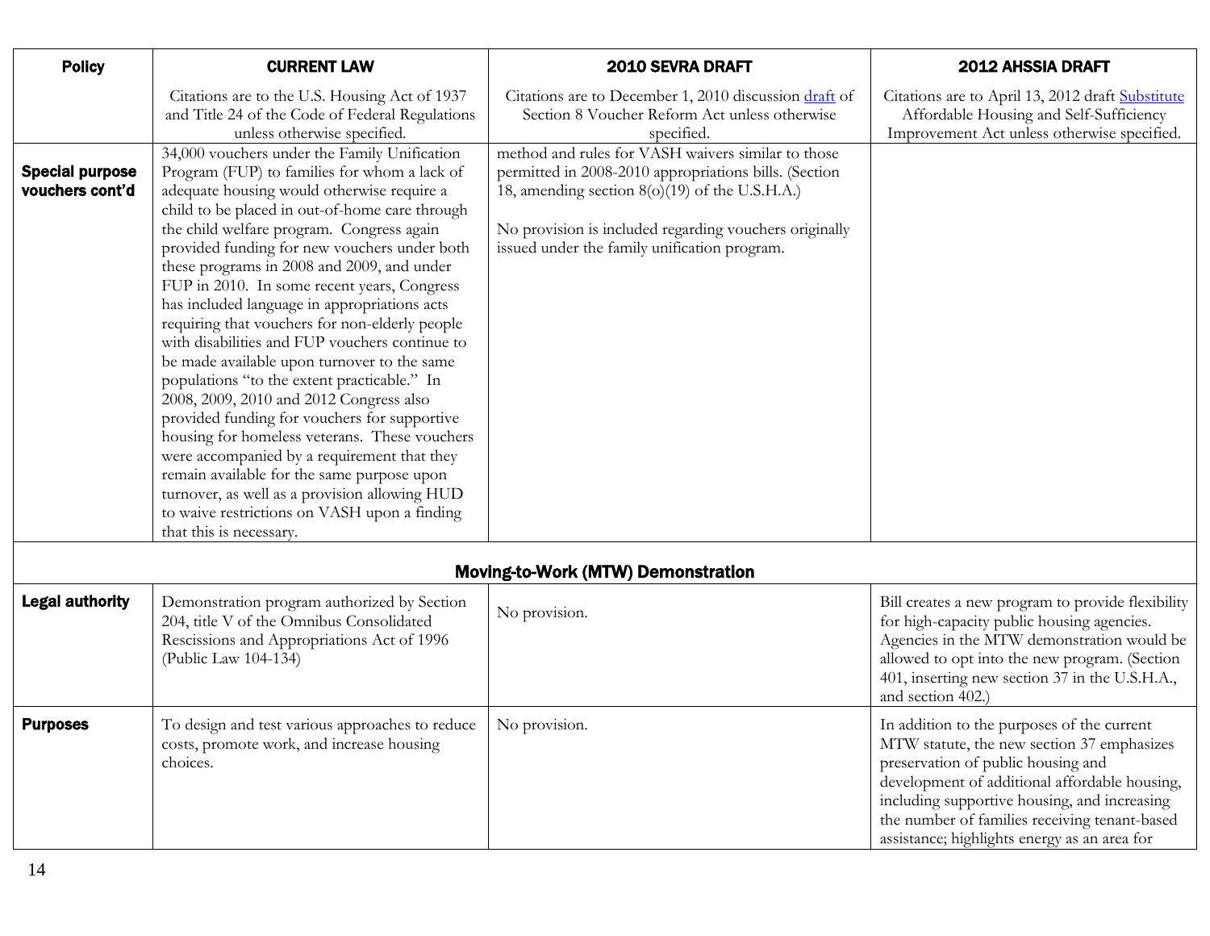| Policy | CURRENT LAW | 2010 SEVRA DRAFT | 2012 AHSSIA DRAFT |
|---|---|---|---|
| | Citations are to the U.S. Housing Act of 1937 and Title 24 of the Code of Federal Regulations unless otherwise specified. | Citations are to December 1, 2010 discussion draft of Section 8 Voucher Reform Act unless otherwise specified. | Citations are to April 13, 2012 draft Substitute Affordable Housing and Self-Sufficiency Improvement Act unless otherwise specified. |
| **Special purpose vouchers cont'd** | 34,000 vouchers under the Family Unification Program (FUP) to families for whom a lack of adequate housing would otherwise require a child to be placed in out-of-home care through the child welfare program. Congress again provided funding for new vouchers under both these programs in 2008 and 2009, and under FUP in 2010. In some recent years, Congress has included language in appropriations acts requiring that vouchers for non-elderly people with disabilities and FUP vouchers continue to be made available upon turnover to the same populations "to the extent practicable." In 2008, 2009, 2010 and 2012 Congress also provided funding for vouchers for supportive housing for homeless veterans. These vouchers were accompanied by a requirement that they remain available for the same purpose upon turnover, as well as a provision allowing HUD to waive restrictions on VASH upon a finding that this is necessary. | method and rules for VASH waivers similar to those permitted in 2008-2010 appropriations bills. (Section 18, amending section 8(o)(19) of the U.S.H.A.)<br><br>No provision is included regarding vouchers originally issued under the family unification program. | |
| | | **Moving-to-Work (MTW) Demonstration** | |
| **Legal authority** | Demonstration program authorized by Section 204, title V of the Omnibus Consolidated Rescissions and Appropriations Act of 1996 (Public Law 104-134) | No provision. | Bill creates a new program to provide flexibility for high-capacity public housing agencies. Agencies in the MTW demonstration would be allowed to opt into the new program. (Section 401, inserting new section 37 in the U.S.H.A., and section 402.) |
| **Purposes** | To design and test various approaches to reduce costs, promote work, and increase housing choices. | No provision. | In addition to the purposes of the current MTW statute, the new section 37 emphasizes preservation of public housing and development of additional affordable housing, including supportive housing, and increasing the number of families receiving tenant-based assistance; highlights energy as an area for |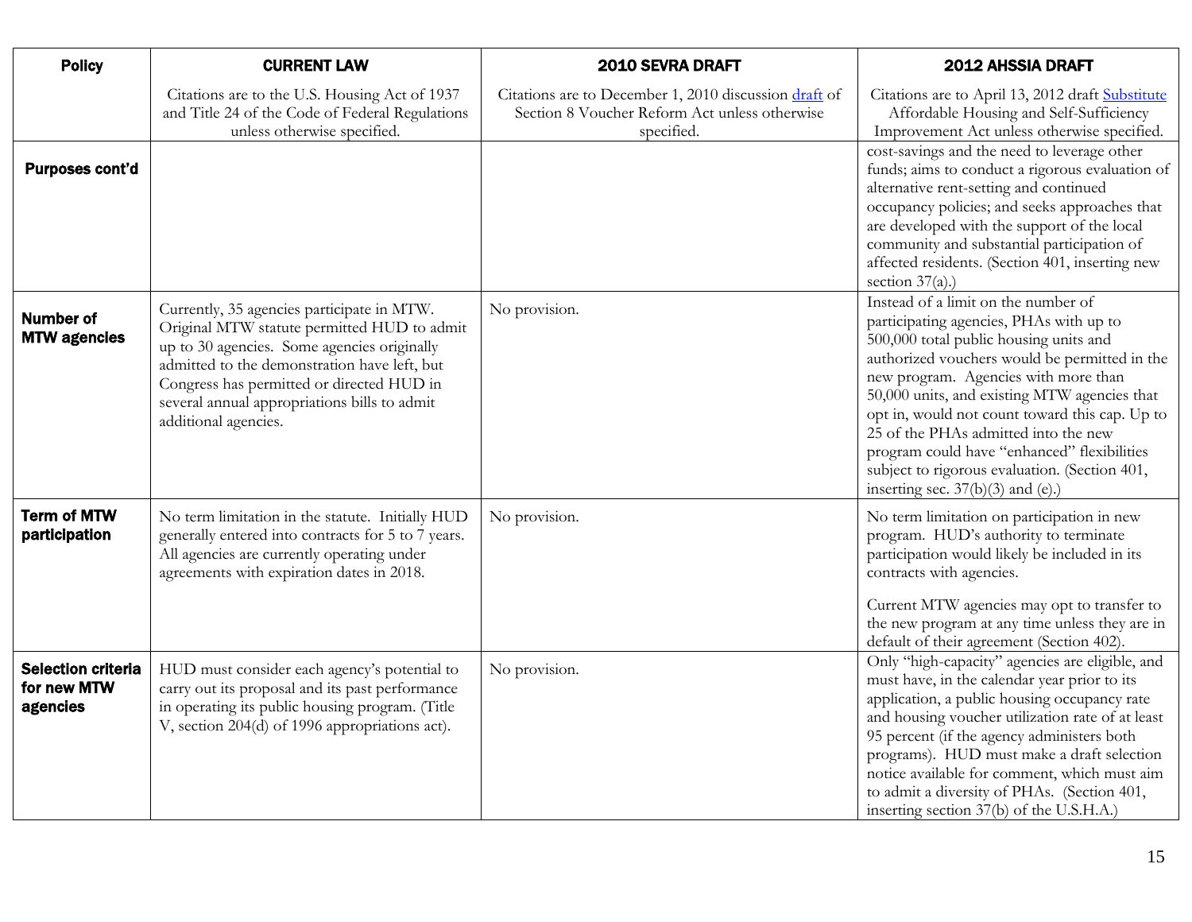| Policy | CURRENT LAW | 2010 SEVRA DRAFT | 2012 AHSSIA DRAFT |
|---|---|---|---|
| | Citations are to the U.S. Housing Act of 1937 and Title 24 of the Code of Federal Regulations unless otherwise specified. | Citations are to December 1, 2010 discussion draft of Section 8 Voucher Reform Act unless otherwise specified. | Citations are to April 13, 2012 draft Substitute Affordable Housing and Self-Sufficiency Improvement Act unless otherwise specified. |
| **Purposes cont'd** | | | cost-savings and the need to leverage other funds; aims to conduct a rigorous evaluation of alternative rent-setting and continued occupancy policies; and seeks approaches that are developed with the support of the local community and substantial participation of affected residents. (Section 401, inserting new section 37(a).) |
| **Number of MTW agencies** | Currently, 35 agencies participate in MTW. Original MTW statute permitted HUD to admit up to 30 agencies. Some agencies originally admitted to the demonstration have left, but Congress has permitted or directed HUD in several annual appropriations bills to admit additional agencies. | No provision. | Instead of a limit on the number of participating agencies, PHAs with up to 500,000 total public housing units and authorized vouchers would be permitted in the new program. Agencies with more than 50,000 units, and existing MTW agencies that opt in, would not count toward this cap. Up to 25 of the PHAs admitted into the new program could have "enhanced" flexibilities subject to rigorous evaluation. (Section 401, inserting sec. 37(b)(3) and (e).) |
| **Term of MTW participation** | No term limitation in the statute. Initially HUD generally entered into contracts for 5 to 7 years. All agencies are currently operating under agreements with expiration dates in 2018. | No provision. | No term limitation on participation in new program. HUD's authority to terminate participation would likely be included in its contracts with agencies.<br><br>Current MTW agencies may opt to transfer to the new program at any time unless they are in default of their agreement (Section 402). |
| **Selection criteria for new MTW agencies** | HUD must consider each agency's potential to carry out its proposal and its past performance in operating its public housing program. (Title V, section 204(d) of 1996 appropriations act). | No provision. | Only "high-capacity" agencies are eligible, and must have, in the calendar year prior to its application, a public housing occupancy rate and housing voucher utilization rate of at least 95 percent (if the agency administers both programs). HUD must make a draft selection notice available for comment, which must aim to admit a diversity of PHAs. (Section 401, inserting section 37(b) of the U.S.H.A.) |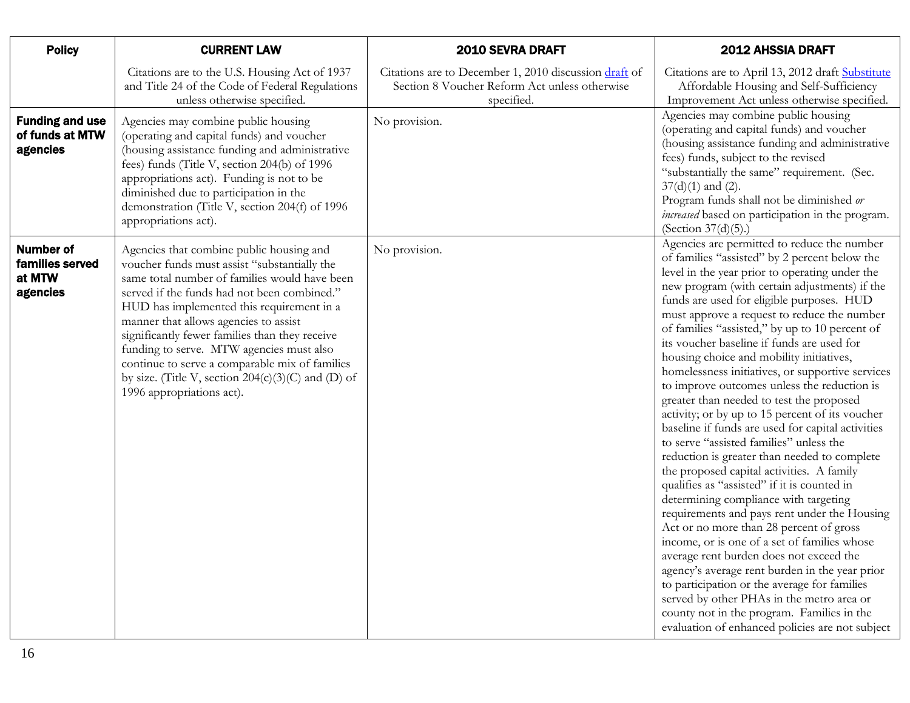| Policy | CURRENT LAW | 2010 SEVRA DRAFT | 2012 AHSSIA DRAFT |
|---|---|---|---|
| | Citations are to the U.S. Housing Act of 1937 and Title 24 of the Code of Federal Regulations unless otherwise specified. | Citations are to December 1, 2010 discussion [draft](#) of Section 8 Voucher Reform Act unless otherwise specified. | Citations are to April 13, 2012 draft [Substitute](#) Affordable Housing and Self-Sufficiency Improvement Act unless otherwise specified. |
| **Funding and use of funds at MTW agencies** | Agencies may combine public housing (operating and capital funds) and voucher (housing assistance funding and administrative fees) funds (Title V, section 204(b) of 1996 appropriations act). Funding is not to be diminished due to participation in the demonstration (Title V, section 204(f) of 1996 appropriations act). | No provision. | Agencies may combine public housing (operating and capital funds) and voucher (housing assistance funding and administrative fees) funds, subject to the revised "substantially the same" requirement. (Sec. 37(d)(1) and (2). Program funds shall not be diminished *or increased* based on participation in the program. (Section 37(d)(5).) |
| **Number of families served at MTW agencies** | Agencies that combine public housing and voucher funds must assist "substantially the same total number of families would have been served if the funds had not been combined." HUD has implemented this requirement in a manner that allows agencies to assist significantly fewer families than they receive funding to serve. MTW agencies must also continue to serve a comparable mix of families by size. (Title V, section 204(c)(3)(C) and (D) of 1996 appropriations act). | No provision. | Agencies are permitted to reduce the number of families "assisted" by 2 percent below the level in the year prior to operating under the new program (with certain adjustments) if the funds are used for eligible purposes. HUD must approve a request to reduce the number of families "assisted," by up to 10 percent of its voucher baseline if funds are used for housing choice and mobility initiatives, homelessness initiatives, or supportive services to improve outcomes unless the reduction is greater than needed to test the proposed activity; or by up to 15 percent of its voucher baseline if funds are used for capital activities to serve "assisted families" unless the reduction is greater than needed to complete the proposed capital activities. A family qualifies as "assisted" if it is counted in determining compliance with targeting requirements and pays rent under the Housing Act or no more than 28 percent of gross income, or is one of a set of families whose average rent burden does not exceed the agency's average rent burden in the year prior to participation or the average for families served by other PHAs in the metro area or county not in the program. Families in the evaluation of enhanced policies are not subject |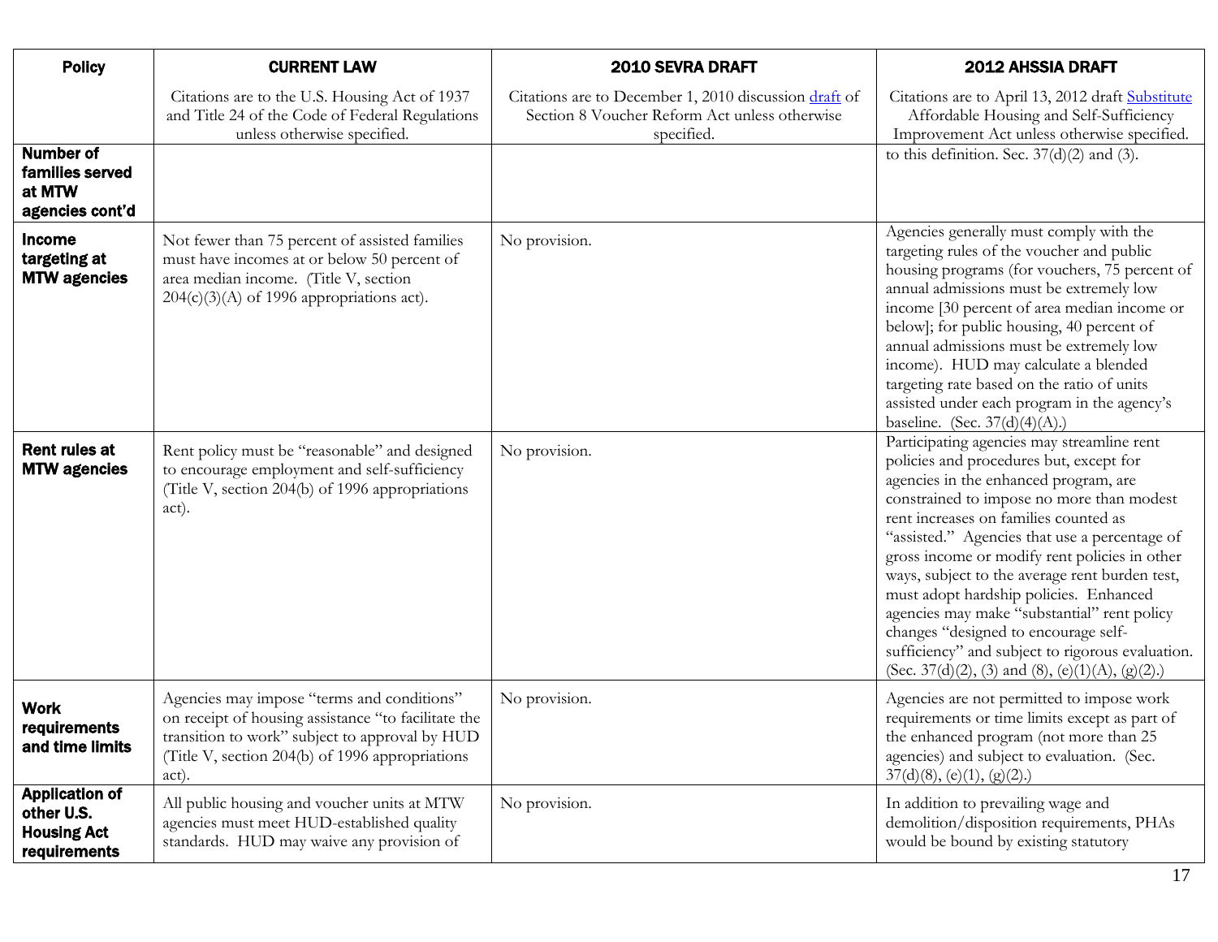| Policy | CURRENT LAW | 2010 SEVRA DRAFT | 2012 AHSSIA DRAFT |
|---|---|---|---|
| | Citations are to the U.S. Housing Act of 1937 and Title 24 of the Code of Federal Regulations unless otherwise specified. | Citations are to December 1, 2010 discussion draft of Section 8 Voucher Reform Act unless otherwise specified. | Citations are to April 13, 2012 draft Substitute Affordable Housing and Self-Sufficiency Improvement Act unless otherwise specified. |
| **Number of families served at MTW agencies cont'd** | | | to this definition. Sec. 37(d)(2) and (3). |
| **Income targeting at MTW agencies** | Not fewer than 75 percent of assisted families must have incomes at or below 50 percent of area median income. (Title V, section 204(c)(3)(A) of 1996 appropriations act). | No provision. | Agencies generally must comply with the targeting rules of the voucher and public housing programs (for vouchers, 75 percent of annual admissions must be extremely low income [30 percent of area median income or below]; for public housing, 40 percent of annual admissions must be extremely low income). HUD may calculate a blended targeting rate based on the ratio of units assisted under each program in the agency's baseline. (Sec. 37(d)(4)(A).) |
| **Rent rules at MTW agencies** | Rent policy must be "reasonable" and designed to encourage employment and self-sufficiency (Title V, section 204(b) of 1996 appropriations act). | No provision. | Participating agencies may streamline rent policies and procedures but, except for agencies in the enhanced program, are constrained to impose no more than modest rent increases on families counted as "assisted." Agencies that use a percentage of gross income or modify rent policies in other ways, subject to the average rent burden test, must adopt hardship policies. Enhanced agencies may make "substantial" rent policy changes "designed to encourage self-sufficiency" and subject to rigorous evaluation. (Sec. 37(d)(2), (3) and (8), (e)(1)(A), (g)(2).) |
| **Work requirements and time limits** | Agencies may impose "terms and conditions" on receipt of housing assistance "to facilitate the transition to work" subject to approval by HUD (Title V, section 204(b) of 1996 appropriations act). | No provision. | Agencies are not permitted to impose work requirements or time limits except as part of the enhanced program (not more than 25 agencies) and subject to evaluation. (Sec. 37(d)(8), (e)(1), (g)(2).) |
| **Application of other U.S. Housing Act requirements** | All public housing and voucher units at MTW agencies must meet HUD-established quality standards. HUD may waive any provision of | No provision. | In addition to prevailing wage and demolition/disposition requirements, PHAs would be bound by existing statutory |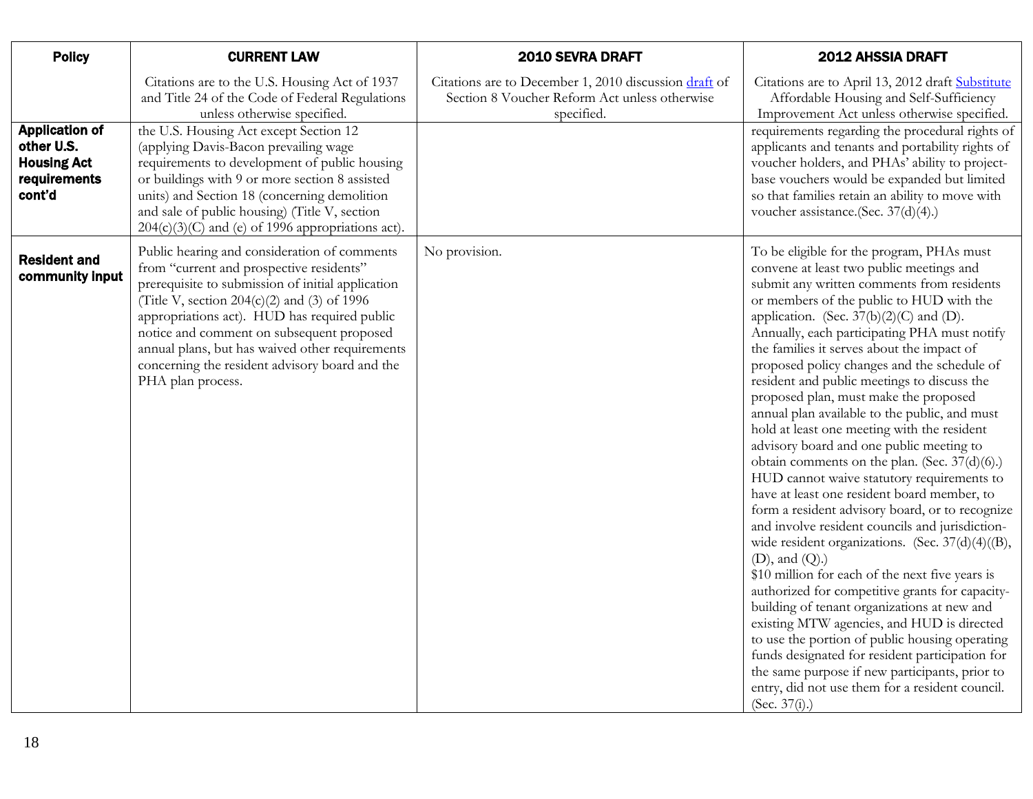| Policy | CURRENT LAW | 2010 SEVRA DRAFT | 2012 AHSSIA DRAFT |
|---|---|---|---|
| | Citations are to the U.S. Housing Act of 1937 and Title 24 of the Code of Federal Regulations unless otherwise specified. | Citations are to December 1, 2010 discussion draft of Section 8 Voucher Reform Act unless otherwise specified. | Citations are to April 13, 2012 draft Substitute Affordable Housing and Self-Sufficiency Improvement Act unless otherwise specified. |
| **Application of other U.S. Housing Act requirements cont'd** | the U.S. Housing Act except Section 12 (applying Davis-Bacon prevailing wage requirements to development of public housing or buildings with 9 or more section 8 assisted units) and Section 18 (concerning demolition and sale of public housing) (Title V, section 204(c)(3)(C) and (e) of 1996 appropriations act). | | requirements regarding the procedural rights of applicants and tenants and portability rights of voucher holders, and PHAs' ability to project-base vouchers would be expanded but limited so that families retain an ability to move with voucher assistance.(Sec. 37(d)(4).) |
| **Resident and community input** | Public hearing and consideration of comments from "current and prospective residents" prerequisite to submission of initial application (Title V, section 204(c)(2) and (3) of 1996 appropriations act). HUD has required public notice and comment on subsequent proposed annual plans, but has waived other requirements concerning the resident advisory board and the PHA plan process. | No provision. | To be eligible for the program, PHAs must convene at least two public meetings and submit any written comments from residents or members of the public to HUD with the application. (Sec. 37(b)(2)(C) and (D). Annually, each participating PHA must notify the families it serves about the impact of proposed policy changes and the schedule of resident and public meetings to discuss the proposed plan, must make the proposed annual plan available to the public, and must hold at least one meeting with the resident advisory board and one public meeting to obtain comments on the plan. (Sec. 37(d)(6).) HUD cannot waive statutory requirements to have at least one resident board member, to form a resident advisory board, or to recognize and involve resident councils and jurisdiction-wide resident organizations. (Sec. 37(d)(4)((B), (D), and (Q).) $10 million for each of the next five years is authorized for competitive grants for capacity-building of tenant organizations at new and existing MTW agencies, and HUD is directed to use the portion of public housing operating funds designated for resident participation for the same purpose if new participants, prior to entry, did not use them for a resident council. (Sec. 37(i).) |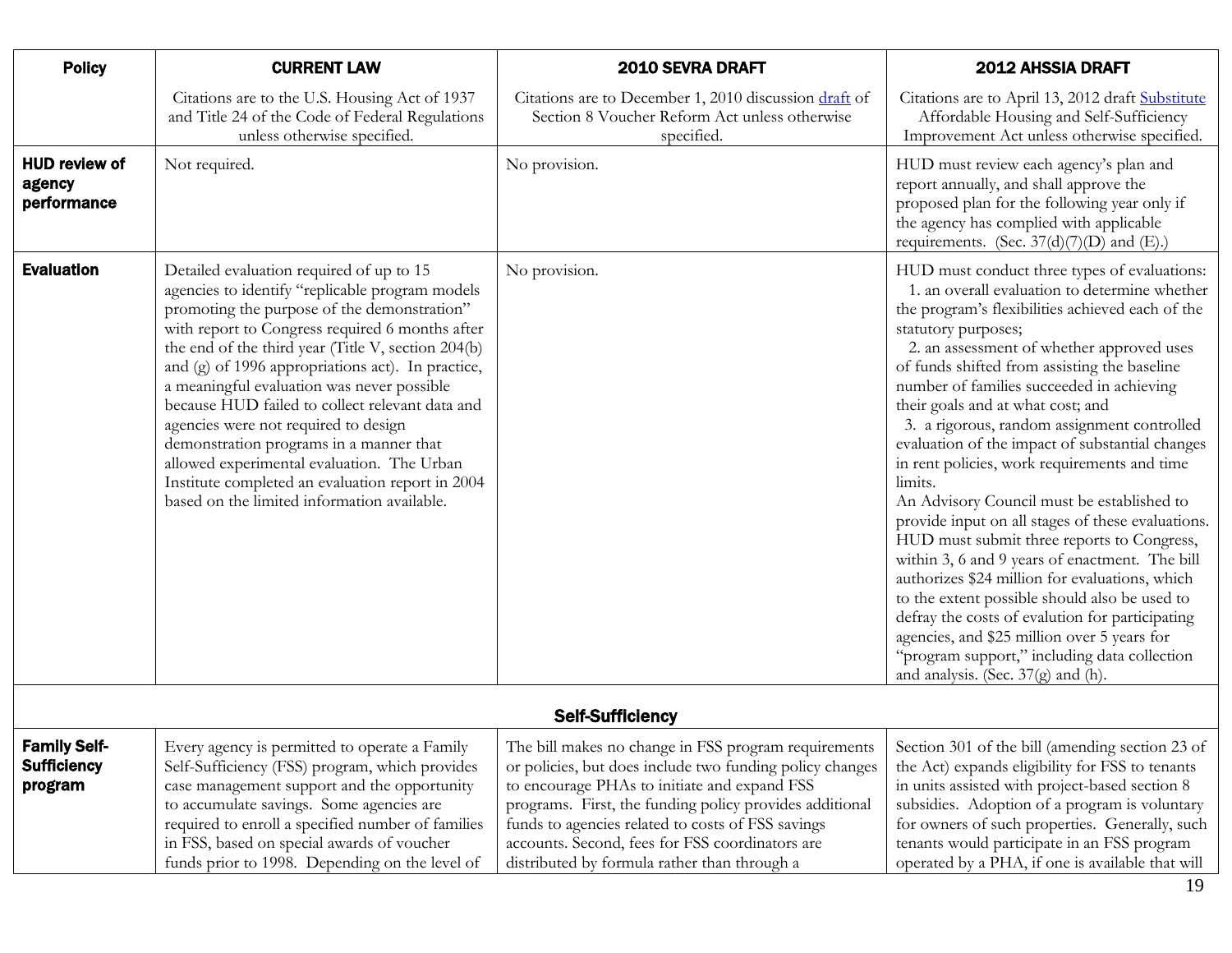| Policy | CURRENT LAW | 2010 SEVRA DRAFT | 2012 AHSSIA DRAFT |
|---|---|---|---|
| | Citations are to the U.S. Housing Act of 1937 and Title 24 of the Code of Federal Regulations unless otherwise specified. | Citations are to December 1, 2010 discussion draft of Section 8 Voucher Reform Act unless otherwise specified. | Citations are to April 13, 2012 draft Substitute Affordable Housing and Self-Sufficiency Improvement Act unless otherwise specified. |
| **HUD review of agency performance** | Not required. | No provision. | HUD must review each agency's plan and report annually, and shall approve the proposed plan for the following year only if the agency has complied with applicable requirements. (Sec. 37(d)(7)(D) and (E).) |
| **Evaluation** | Detailed evaluation required of up to 15 agencies to identify "replicable program models promoting the purpose of the demonstration" with report to Congress required 6 months after the end of the third year (Title V, section 204(b) and (g) of 1996 appropriations act). In practice, a meaningful evaluation was never possible because HUD failed to collect relevant data and agencies were not required to design demonstration programs in a manner that allowed experimental evaluation. The Urban Institute completed an evaluation report in 2004 based on the limited information available. | No provision. | HUD must conduct three types of evaluations:<br>1. an overall evaluation to determine whether the program's flexibilities achieved each of the statutory purposes;<br>2. an assessment of whether approved uses of funds shifted from assisting the baseline number of families succeeded in achieving their goals and at what cost; and<br>3. a rigorous, random assignment controlled evaluation of the impact of substantial changes in rent policies, work requirements and time limits.<br>An Advisory Council must be established to provide input on all stages of these evaluations. HUD must submit three reports to Congress, within 3, 6 and 9 years of enactment. The bill authorizes $24 million for evaluations, which to the extent possible should also be used to defray the costs of evalution for participating agencies, and $25 million over 5 years for "program support," including data collection and analysis. (Sec. 37(g) and (h). |
| | | **Self-Sufficiency** | |
| **Family Self-Sufficiency program** | Every agency is permitted to operate a Family Self-Sufficiency (FSS) program, which provides case management support and the opportunity to accumulate savings. Some agencies are required to enroll a specified number of families in FSS, based on special awards of voucher funds prior to 1998. Depending on the level of | The bill makes no change in FSS program requirements or policies, but does include two funding policy changes to encourage PHAs to initiate and expand FSS programs. First, the funding policy provides additional funds to agencies related to costs of FSS savings accounts. Second, fees for FSS coordinators are distributed by formula rather than through a | Section 301 of the bill (amending section 23 of the Act) expands eligibility for FSS to tenants in units assisted with project-based section 8 subsidies. Adoption of a program is voluntary for owners of such properties. Generally, such tenants would participate in an FSS program operated by a PHA, if one is available that will |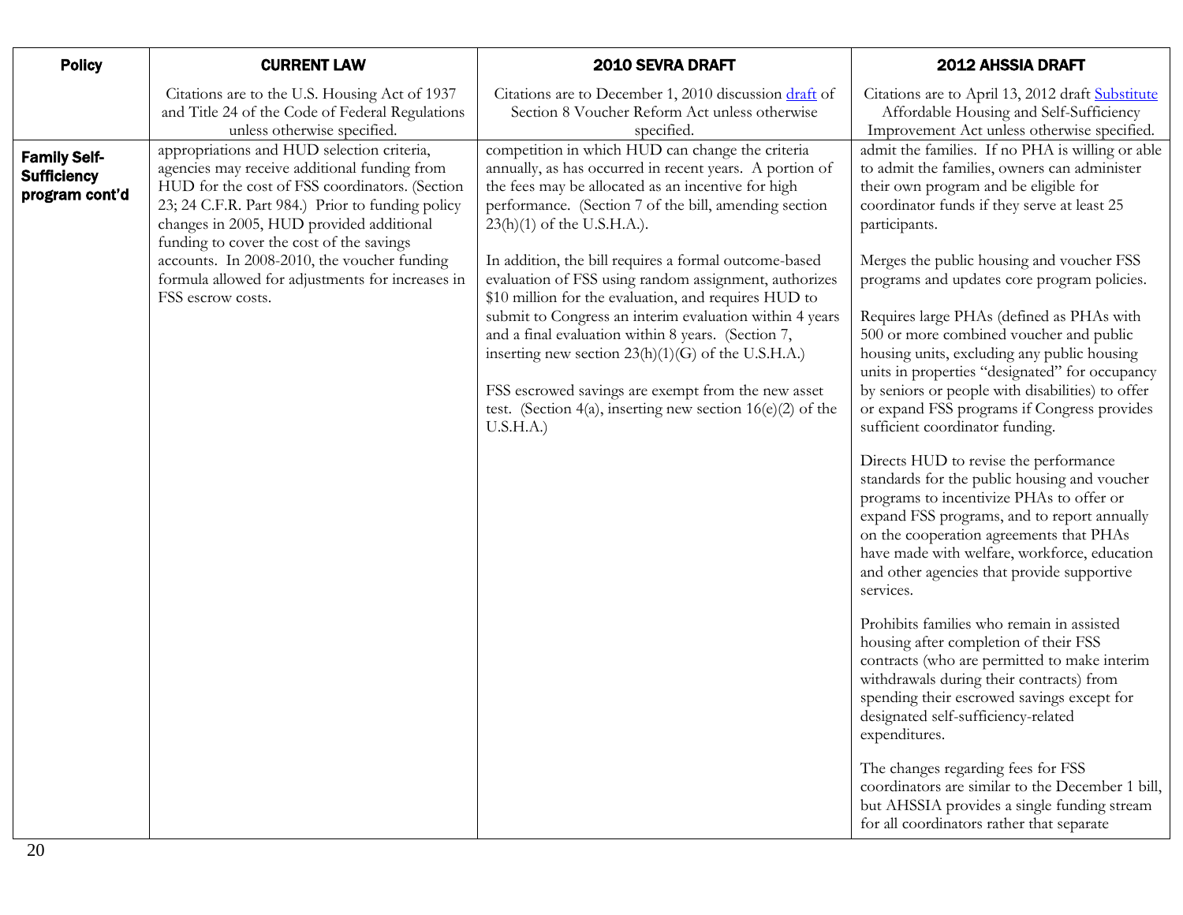| Policy | CURRENT LAW | 2010 SEVRA DRAFT | 2012 AHSSIA DRAFT |
|---|---|---|---|
| | Citations are to the U.S. Housing Act of 1937 and Title 24 of the Code of Federal Regulations unless otherwise specified. | Citations are to December 1, 2010 discussion [draft](#) of Section 8 Voucher Reform Act unless otherwise specified. | Citations are to April 13, 2012 draft [Substitute](#) Affordable Housing and Self-Sufficiency Improvement Act unless otherwise specified. |
| **Family Self-Sufficiency program cont'd** | appropriations and HUD selection criteria, agencies may receive additional funding from HUD for the cost of FSS coordinators. (Section 23; 24 C.F.R. Part 984.) Prior to funding policy changes in 2005, HUD provided additional funding to cover the cost of the savings accounts. In 2008-2010, the voucher funding formula allowed for adjustments for increases in FSS escrow costs. | competition in which HUD can change the criteria annually, as has occurred in recent years. A portion of the fees may be allocated as an incentive for high performance. (Section 7 of the bill, amending section 23(h)(1) of the U.S.H.A.).<br><br>In addition, the bill requires a formal outcome-based evaluation of FSS using random assignment, authorizes $10 million for the evaluation, and requires HUD to submit to Congress an interim evaluation within 4 years and a final evaluation within 8 years. (Section 7, inserting new section 23(h)(1)(G) of the U.S.H.A.)<br><br>FSS escrowed savings are exempt from the new asset test. (Section 4(a), inserting new section 16(e)(2) of the U.S.H.A.) | admit the families. If no PHA is willing or able to admit the families, owners can administer their own program and be eligible for coordinator funds if they serve at least 25 participants.<br><br>Merges the public housing and voucher FSS programs and updates core program policies.<br><br>Requires large PHAs (defined as PHAs with 500 or more combined voucher and public housing units, excluding any public housing units in properties "designated" for occupancy by seniors or people with disabilities) to offer or expand FSS programs if Congress provides sufficient coordinator funding.<br><br>Directs HUD to revise the performance standards for the public housing and voucher programs to incentivize PHAs to offer or expand FSS programs, and to report annually on the cooperation agreements that PHAs have made with welfare, workforce, education and other agencies that provide supportive services.<br><br>Prohibits families who remain in assisted housing after completion of their FSS contracts (who are permitted to make interim withdrawals during their contracts) from spending their escrowed savings except for designated self-sufficiency-related expenditures.<br><br>The changes regarding fees for FSS coordinators are similar to the December 1 bill, but AHSSIA provides a single funding stream for all coordinators rather that separate |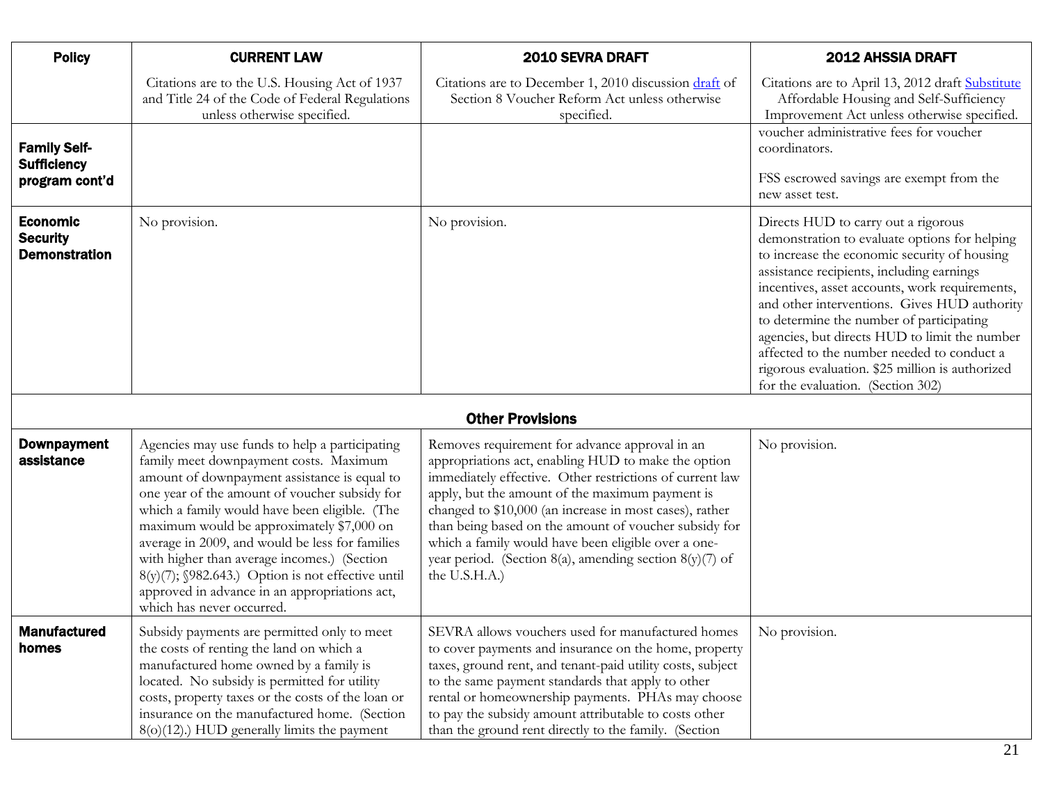| Policy | CURRENT LAW | 2010 SEVRA DRAFT | 2012 AHSSIA DRAFT |
|---|---|---|---|
| | Citations are to the U.S. Housing Act of 1937 and Title 24 of the Code of Federal Regulations unless otherwise specified. | Citations are to December 1, 2010 discussion draft of Section 8 Voucher Reform Act unless otherwise specified. | Citations are to April 13, 2012 draft Substitute Affordable Housing and Self-Sufficiency Improvement Act unless otherwise specified. |
| **Family Self-Sufficiency program cont'd** | | | voucher administrative fees for voucher coordinators.<br><br>FSS escrowed savings are exempt from the new asset test. |
| **Economic Security Demonstration** | No provision. | No provision. | Directs HUD to carry out a rigorous demonstration to evaluate options for helping to increase the economic security of housing assistance recipients, including earnings incentives, asset accounts, work requirements, and other interventions. Gives HUD authority to determine the number of participating agencies, but directs HUD to limit the number affected to the number needed to conduct a rigorous evaluation. $25 million is authorized for the evaluation. (Section 302) |
| | | **Other Provisions** | |
| **Downpayment assistance** | Agencies may use funds to help a participating family meet downpayment costs. Maximum amount of downpayment assistance is equal to one year of the amount of voucher subsidy for which a family would have been eligible. (The maximum would be approximately $7,000 on average in 2009, and would be less for families with higher than average incomes.) (Section 8(y)(7); §982.643.) Option is not effective until approved in advance in an appropriations act, which has never occurred. | Removes requirement for advance approval in an appropriations act, enabling HUD to make the option immediately effective. Other restrictions of current law apply, but the amount of the maximum payment is changed to $10,000 (an increase in most cases), rather than being based on the amount of voucher subsidy for which a family would have been eligible over a one-year period. (Section 8(a), amending section 8(y)(7) of the U.S.H.A.) | No provision. |
| **Manufactured homes** | Subsidy payments are permitted only to meet the costs of renting the land on which a manufactured home owned by a family is located. No subsidy is permitted for utility costs, property taxes or the costs of the loan or insurance on the manufactured home. (Section 8(o)(12).) HUD generally limits the payment | SEVRA allows vouchers used for manufactured homes to cover payments and insurance on the home, property taxes, ground rent, and tenant-paid utility costs, subject to the same payment standards that apply to other rental or homeownership payments. PHAs may choose to pay the subsidy amount attributable to costs other than the ground rent directly to the family. (Section | No provision. |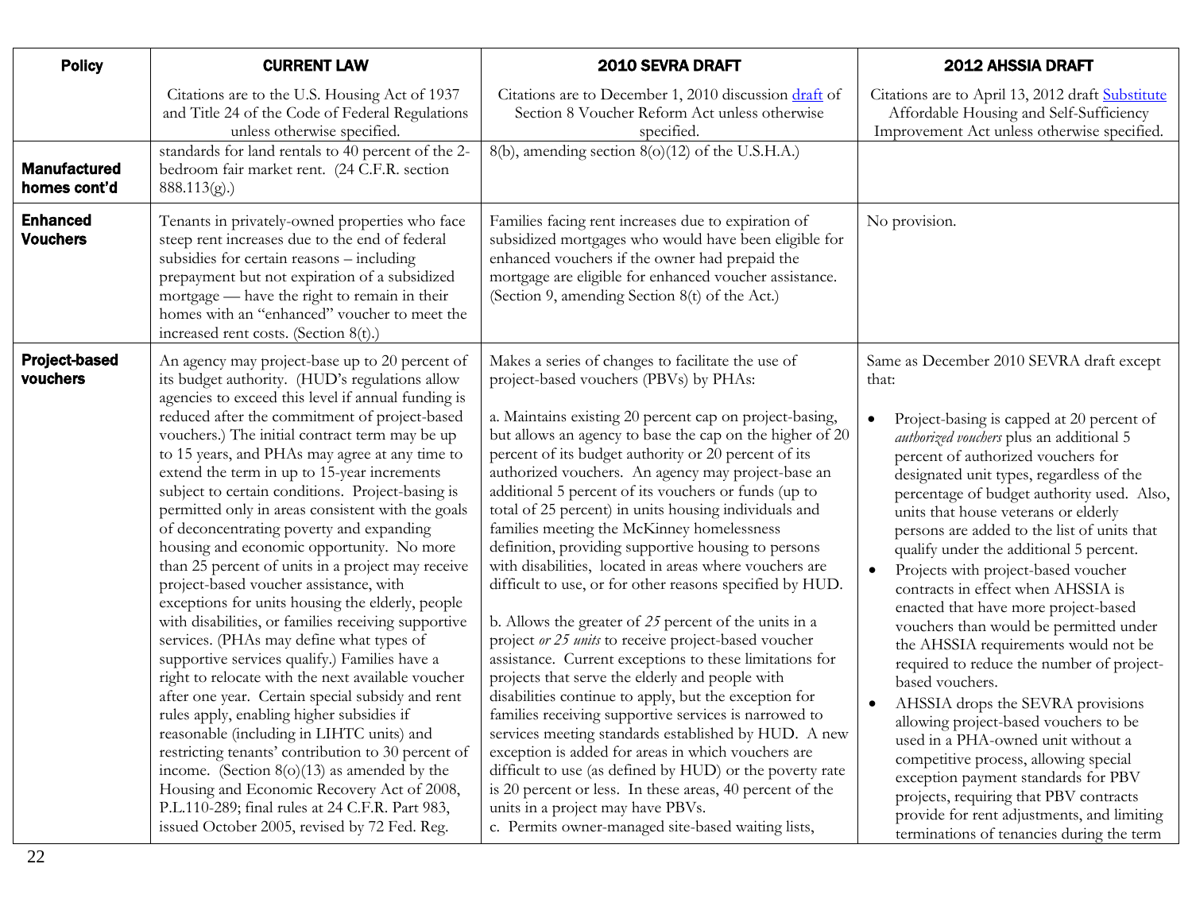| Policy | CURRENT LAW | 2010 SEVRA DRAFT | 2012 AHSSIA DRAFT |
|---|---|---|---|
| | Citations are to the U.S. Housing Act of 1937 and Title 24 of the Code of Federal Regulations unless otherwise specified. | Citations are to December 1, 2010 discussion draft of Section 8 Voucher Reform Act unless otherwise specified. | Citations are to April 13, 2012 draft Substitute Affordable Housing and Self-Sufficiency Improvement Act unless otherwise specified. |
| **Manufactured homes cont'd** | standards for land rentals to 40 percent of the 2-bedroom fair market rent. (24 C.F.R. section 888.113(g).) | 8(b), amending section 8(o)(12) of the U.S.H.A.) | |
| **Enhanced Vouchers** | Tenants in privately-owned properties who face steep rent increases due to the end of federal subsidies for certain reasons – including prepayment but not expiration of a subsidized mortgage — have the right to remain in their homes with an "enhanced" voucher to meet the increased rent costs. (Section 8(t).) | Families facing rent increases due to expiration of subsidized mortgages who would have been eligible for enhanced vouchers if the owner had prepaid the mortgage are eligible for enhanced voucher assistance. (Section 9, amending Section 8(t) of the Act.) | No provision. |
| **Project-based vouchers** | An agency may project-base up to 20 percent of its budget authority. (HUD's regulations allow agencies to exceed this level if annual funding is reduced after the commitment of project-based vouchers.) The initial contract term may be up to 15 years, and PHAs may agree at any time to extend the term in up to 15-year increments subject to certain conditions. Project-basing is permitted only in areas consistent with the goals of deconcentrating poverty and expanding housing and economic opportunity. No more than 25 percent of units in a project may receive project-based voucher assistance, with exceptions for units housing the elderly, people with disabilities, or families receiving supportive services. (PHAs may define what types of supportive services qualify.) Families have a right to relocate with the next available voucher after one year. Certain special subsidy and rent rules apply, enabling higher subsidies if reasonable (including in LIHTC units) and restricting tenants' contribution to 30 percent of income. (Section 8(o)(13) as amended by the Housing and Economic Recovery Act of 2008, P.L.110-289; final rules at 24 C.F.R. Part 983, issued October 2005, revised by 72 Fed. Reg. | Makes a series of changes to facilitate the use of project-based vouchers (PBVs) by PHAs:<br><br>a. Maintains existing 20 percent cap on project-basing, but allows an agency to base the cap on the higher of 20 percent of its budget authority or 20 percent of its authorized vouchers. An agency may project-base an additional 5 percent of its vouchers or funds (up to total of 25 percent) in units housing individuals and families meeting the McKinney homelessness definition, providing supportive housing to persons with disabilities, located in areas where vouchers are difficult to use, or for other reasons specified by HUD.<br><br>b. Allows the greater of *25* percent of the units in a project *or 25 units* to receive project-based voucher assistance. Current exceptions to these limitations for projects that serve the elderly and people with disabilities continue to apply, but the exception for families receiving supportive services is narrowed to services meeting standards established by HUD. A new exception is added for areas in which vouchers are difficult to use (as defined by HUD) or the poverty rate is 20 percent or less. In these areas, 40 percent of the units in a project may have PBVs.<br>c. Permits owner-managed site-based waiting lists, | Same as December 2010 SEVRA draft except that:<br><br>• Project-basing is capped at 20 percent of *authorized vouchers* plus an additional 5 percent of authorized vouchers for designated unit types, regardless of the percentage of budget authority used. Also, units that house veterans or elderly persons are added to the list of units that qualify under the additional 5 percent.<br>• Projects with project-based voucher contracts in effect when AHSSIA is enacted that have more project-based vouchers than would be permitted under the AHSSIA requirements would not be required to reduce the number of project-based vouchers.<br>• AHSSIA drops the SEVRA provisions allowing project-based vouchers to be used in a PHA-owned unit without a competitive process, allowing special exception payment standards for PBV projects, requiring that PBV contracts provide for rent adjustments, and limiting terminations of tenancies during the term |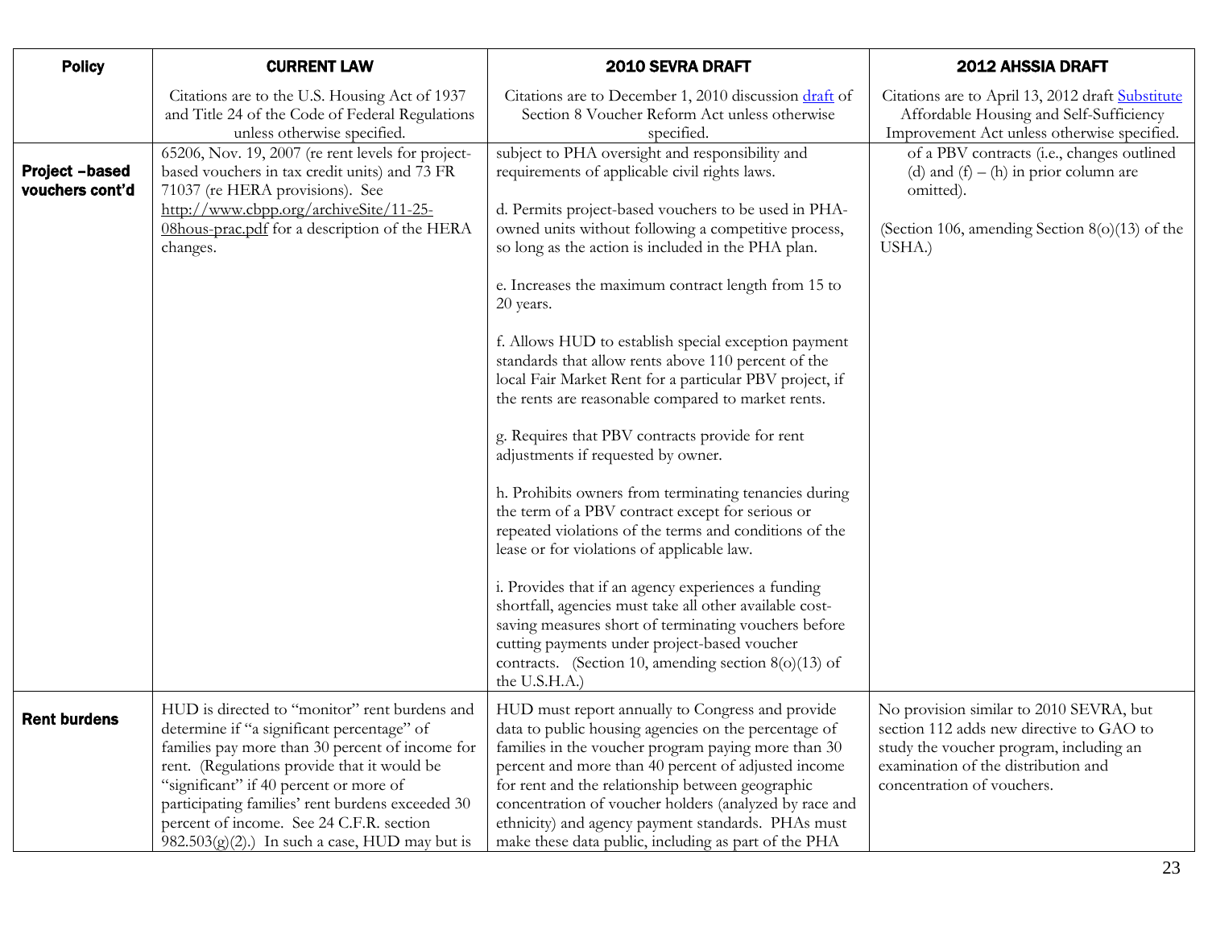| Policy | CURRENT LAW | 2010 SEVRA DRAFT | 2012 AHSSIA DRAFT |
|---|---|---|---|
| | Citations are to the U.S. Housing Act of 1937 and Title 24 of the Code of Federal Regulations unless otherwise specified. | Citations are to December 1, 2010 discussion draft of Section 8 Voucher Reform Act unless otherwise specified. | Citations are to April 13, 2012 draft Substitute Affordable Housing and Self-Sufficiency Improvement Act unless otherwise specified. |
| **Project –based vouchers cont'd** | 65206, Nov. 19, 2007 (re rent levels for project-based vouchers in tax credit units) and 73 FR 71037 (re HERA provisions). See http://www.cbpp.org/archiveSite/11-25-08hous-prac.pdf for a description of the HERA changes. | subject to PHA oversight and responsibility and requirements of applicable civil rights laws.<br><br>d. Permits project-based vouchers to be used in PHA-owned units without following a competitive process, so long as the action is included in the PHA plan.<br><br>e. Increases the maximum contract length from 15 to 20 years.<br><br>f. Allows HUD to establish special exception payment standards that allow rents above 110 percent of the local Fair Market Rent for a particular PBV project, if the rents are reasonable compared to market rents.<br><br>g. Requires that PBV contracts provide for rent adjustments if requested by owner.<br><br>h. Prohibits owners from terminating tenancies during the term of a PBV contract except for serious or repeated violations of the terms and conditions of the lease or for violations of applicable law.<br><br>i. Provides that if an agency experiences a funding shortfall, agencies must take all other available cost-saving measures short of terminating vouchers before cutting payments under project-based voucher contracts. (Section 10, amending section 8(o)(13) of the U.S.H.A.) | of a PBV contracts (i.e., changes outlined (d) and (f) – (h) in prior column are omitted).<br><br>(Section 106, amending Section 8(o)(13) of the USHA.) |
| **Rent burdens** | HUD is directed to "monitor" rent burdens and determine if "a significant percentage" of families pay more than 30 percent of income for rent. (Regulations provide that it would be "significant" if 40 percent or more of participating families' rent burdens exceeded 30 percent of income. See 24 C.F.R. section 982.503(g)(2).) In such a case, HUD may but is | HUD must report annually to Congress and provide data to public housing agencies on the percentage of families in the voucher program paying more than 30 percent and more than 40 percent of adjusted income for rent and the relationship between geographic concentration of voucher holders (analyzed by race and ethnicity) and agency payment standards. PHAs must make these data public, including as part of the PHA | No provision similar to 2010 SEVRA, but section 112 adds new directive to GAO to study the voucher program, including an examination of the distribution and concentration of vouchers. |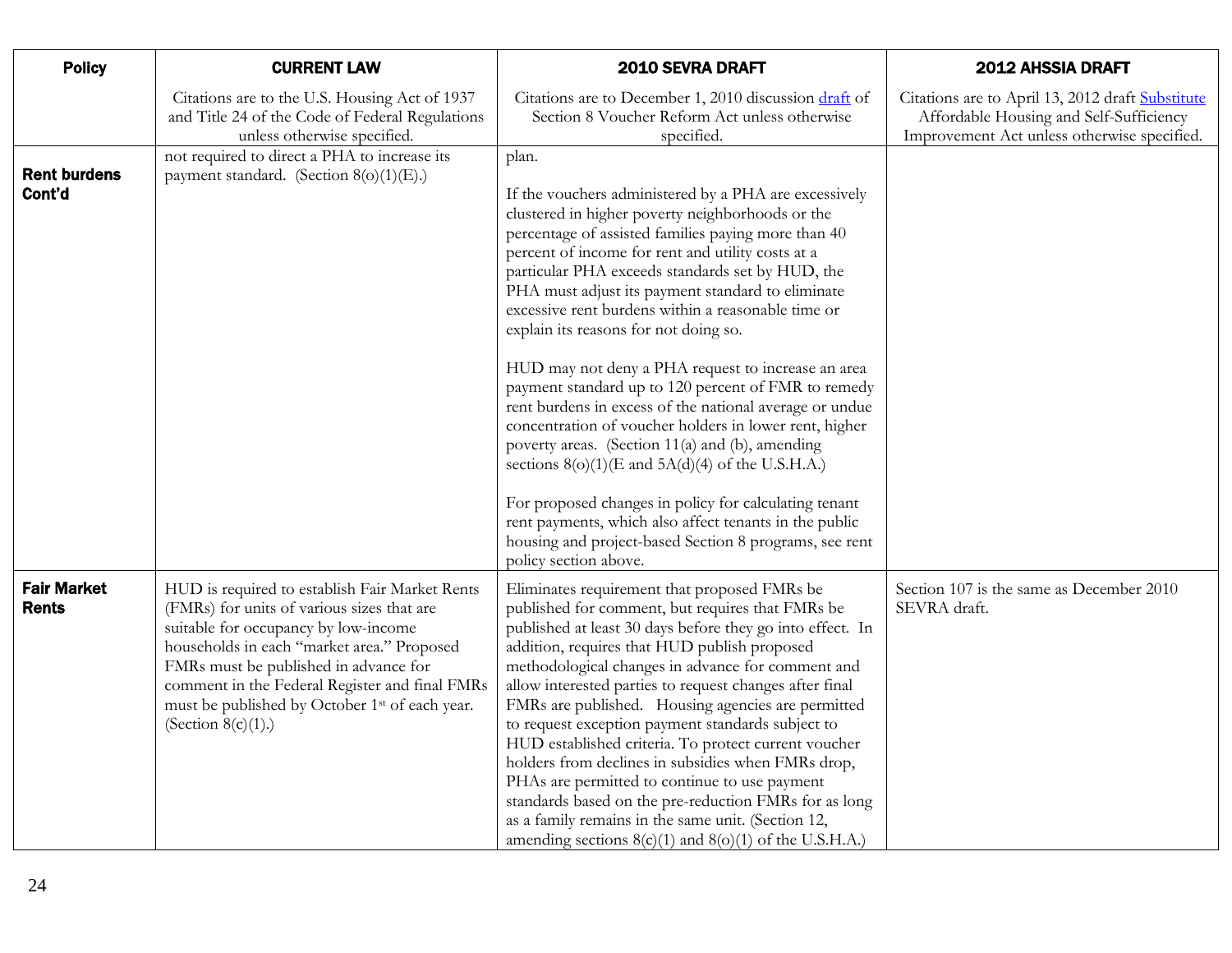| Policy | CURRENT LAW | 2010 SEVRA DRAFT | 2012 AHSSIA DRAFT |
|---|---|---|---|
| | Citations are to the U.S. Housing Act of 1937 and Title 24 of the Code of Federal Regulations unless otherwise specified. | Citations are to December 1, 2010 discussion draft of Section 8 Voucher Reform Act unless otherwise specified. | Citations are to April 13, 2012 draft Substitute Affordable Housing and Self-Sufficiency Improvement Act unless otherwise specified. |
| **Rent burdens Cont'd** | not required to direct a PHA to increase its payment standard. (Section 8(o)(1)(E).) | plan.<br><br>If the vouchers administered by a PHA are excessively clustered in higher poverty neighborhoods or the percentage of assisted families paying more than 40 percent of income for rent and utility costs at a particular PHA exceeds standards set by HUD, the PHA must adjust its payment standard to eliminate excessive rent burdens within a reasonable time or explain its reasons for not doing so.<br><br>HUD may not deny a PHA request to increase an area payment standard up to 120 percent of FMR to remedy rent burdens in excess of the national average or undue concentration of voucher holders in lower rent, higher poverty areas. (Section 11(a) and (b), amending sections 8(o)(1)(E and 5A(d)(4) of the U.S.H.A.)<br><br>For proposed changes in policy for calculating tenant rent payments, which also affect tenants in the public housing and project-based Section 8 programs, see rent policy section above. | |
| **Fair Market Rents** | HUD is required to establish Fair Market Rents (FMRs) for units of various sizes that are suitable for occupancy by low-income households in each "market area." Proposed FMRs must be published in advance for comment in the Federal Register and final FMRs must be published by October 1st of each year. (Section 8(c)(1).) | Eliminates requirement that proposed FMRs be published for comment, but requires that FMRs be published at least 30 days before they go into effect. In addition, requires that HUD publish proposed methodological changes in advance for comment and allow interested parties to request changes after final FMRs are published. Housing agencies are permitted to request exception payment standards subject to HUD established criteria. To protect current voucher holders from declines in subsidies when FMRs drop, PHAs are permitted to continue to use payment standards based on the pre-reduction FMRs for as long as a family remains in the same unit. (Section 12, amending sections 8(c)(1) and 8(o)(1) of the U.S.H.A.) | Section 107 is the same as December 2010 SEVRA draft. |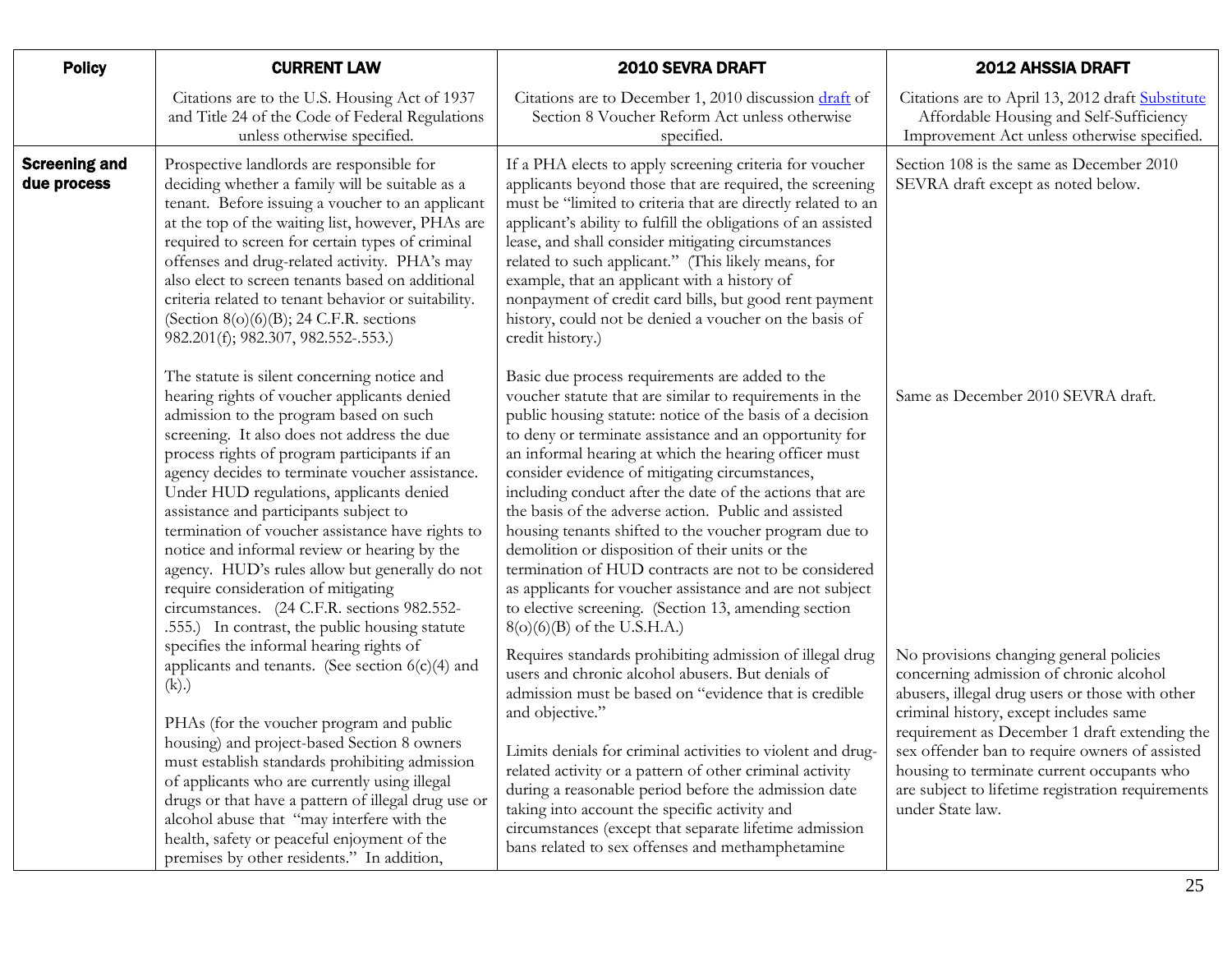| Policy | CURRENT LAW | 2010 SEVRA DRAFT | 2012 AHSSIA DRAFT |
|---|---|---|---|
| | Citations are to the U.S. Housing Act of 1937 and Title 24 of the Code of Federal Regulations unless otherwise specified. | Citations are to December 1, 2010 discussion draft of Section 8 Voucher Reform Act unless otherwise specified. | Citations are to April 13, 2012 draft Substitute Affordable Housing and Self-Sufficiency Improvement Act unless otherwise specified. |
| **Screening and due process** | Prospective landlords are responsible for deciding whether a family will be suitable as a tenant. Before issuing a voucher to an applicant at the top of the waiting list, however, PHAs are required to screen for certain types of criminal offenses and drug-related activity. PHA's may also elect to screen tenants based on additional criteria related to tenant behavior or suitability. (Section 8(o)(6)(B); 24 C.F.R. sections 982.201(f); 982.307, 982.552-.553.) | If a PHA elects to apply screening criteria for voucher applicants beyond those that are required, the screening must be "limited to criteria that are directly related to an applicant's ability to fulfill the obligations of an assisted lease, and shall consider mitigating circumstances related to such applicant." (This likely means, for example, that an applicant with a history of nonpayment of credit card bills, but good rent payment history, could not be denied a voucher on the basis of credit history.) | Section 108 is the same as December 2010 SEVRA draft except as noted below. |
| | The statute is silent concerning notice and hearing rights of voucher applicants denied admission to the program based on such screening. It also does not address the due process rights of program participants if an agency decides to terminate voucher assistance. Under HUD regulations, applicants denied assistance and participants subject to termination of voucher assistance have rights to notice and informal review or hearing by the agency. HUD's rules allow but generally do not require consideration of mitigating circumstances. (24 C.F.R. sections 982.552-.555.) In contrast, the public housing statute specifies the informal hearing rights of applicants and tenants. (See section 6(c)(4) and (k).) | Basic due process requirements are added to the voucher statute that are similar to requirements in the public housing statute: notice of the basis of a decision to deny or terminate assistance and an opportunity for an informal hearing at which the hearing officer must consider evidence of mitigating circumstances, including conduct after the date of the actions that are the basis of the adverse action. Public and assisted housing tenants shifted to the voucher program due to demolition or disposition of their units or the termination of HUD contracts are not to be considered as applicants for voucher assistance and are not subject to elective screening. (Section 13, amending section 8(o)(6)(B) of the U.S.H.A.) | Same as December 2010 SEVRA draft. |
| | PHAs (for the voucher program and public housing) and project-based Section 8 owners must establish standards prohibiting admission of applicants who are currently using illegal drugs or that have a pattern of illegal drug use or alcohol abuse that "may interfere with the health, safety or peaceful enjoyment of the premises by other residents." In addition, | Requires standards prohibiting admission of illegal drug users and chronic alcohol abusers. But denials of admission must be based on "evidence that is credible and objective."<br><br>Limits denials for criminal activities to violent and drug-related activity or a pattern of other criminal activity during a reasonable period before the admission date taking into account the specific activity and circumstances (except that separate lifetime admission bans related to sex offenses and methamphetamine | No provisions changing general policies concerning admission of chronic alcohol abusers, illegal drug users or those with other criminal history, except includes same requirement as December 1 draft extending the sex offender ban to require owners of assisted housing to terminate current occupants who are subject to lifetime registration requirements under State law. |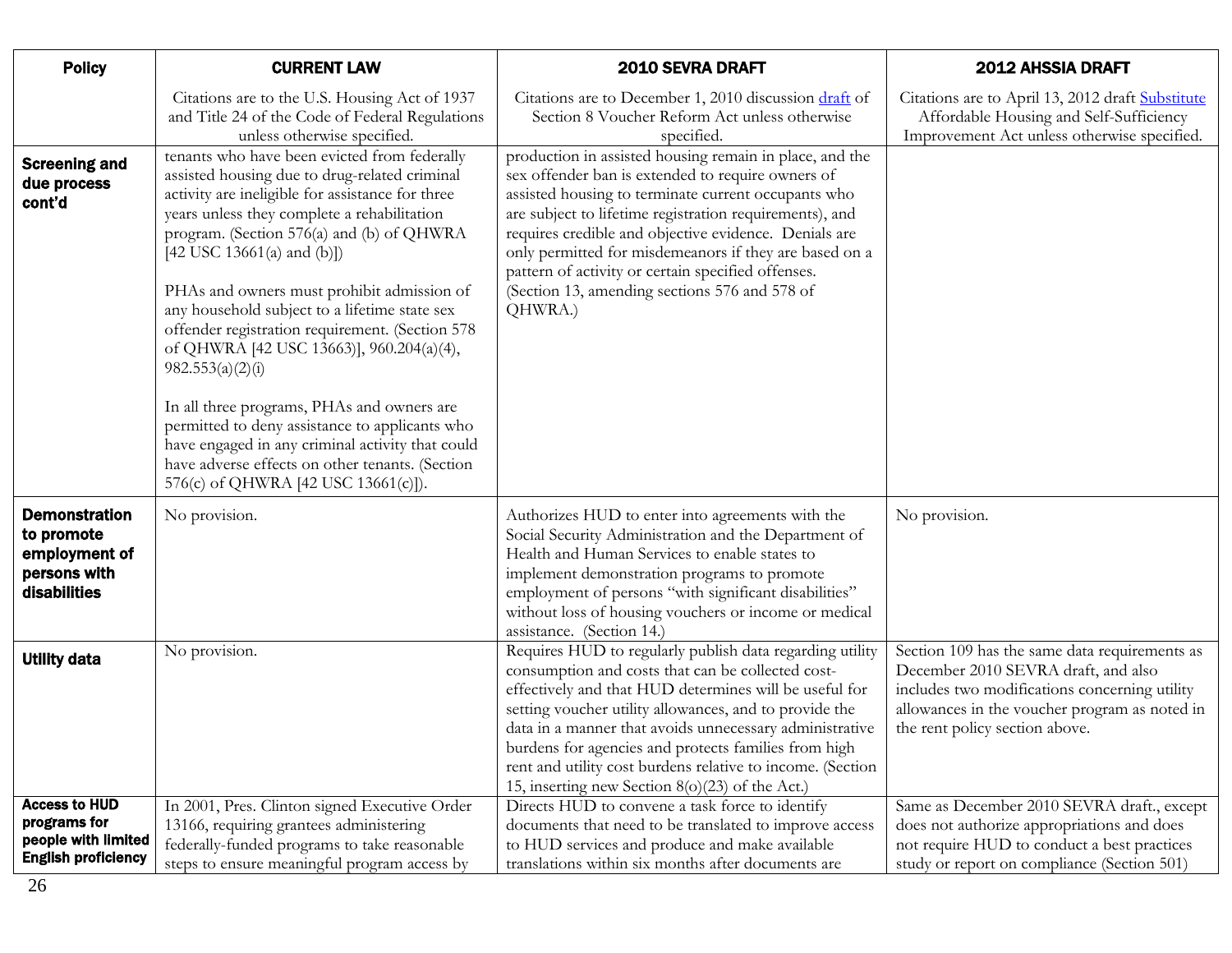| Policy | CURRENT LAW | 2010 SEVRA DRAFT | 2012 AHSSIA DRAFT |
|---|---|---|---|
| | Citations are to the U.S. Housing Act of 1937 and Title 24 of the Code of Federal Regulations unless otherwise specified. | Citations are to December 1, 2010 discussion draft of Section 8 Voucher Reform Act unless otherwise specified. | Citations are to April 13, 2012 draft Substitute Affordable Housing and Self-Sufficiency Improvement Act unless otherwise specified. |
| **Screening and due process cont'd** | tenants who have been evicted from federally assisted housing due to drug-related criminal activity are ineligible for assistance for three years unless they complete a rehabilitation program. (Section 576(a) and (b) of QHWRA [42 USC 13661(a) and (b)])<br><br>PHAs and owners must prohibit admission of any household subject to a lifetime state sex offender registration requirement. (Section 578 of QHWRA [42 USC 13663)], 960.204(a)(4), 982.553(a)(2)(i)<br><br>In all three programs, PHAs and owners are permitted to deny assistance to applicants who have engaged in any criminal activity that could have adverse effects on other tenants. (Section 576(c) of QHWRA [42 USC 13661(c)]). | production in assisted housing remain in place, and the sex offender ban is extended to require owners of assisted housing to terminate current occupants who are subject to lifetime registration requirements), and requires credible and objective evidence. Denials are only permitted for misdemeanors if they are based on a pattern of activity or certain specified offenses. (Section 13, amending sections 576 and 578 of QHWRA.) | |
| **Demonstration to promote employment of persons with disabilities** | No provision. | Authorizes HUD to enter into agreements with the Social Security Administration and the Department of Health and Human Services to enable states to implement demonstration programs to promote employment of persons "with significant disabilities" without loss of housing vouchers or income or medical assistance. (Section 14.) | No provision. |
| **Utility data** | No provision. | Requires HUD to regularly publish data regarding utility consumption and costs that can be collected cost-effectively and that HUD determines will be useful for setting voucher utility allowances, and to provide the data in a manner that avoids unnecessary administrative burdens for agencies and protects families from high rent and utility cost burdens relative to income. (Section 15, inserting new Section 8(o)(23) of the Act.) | Section 109 has the same data requirements as December 2010 SEVRA draft, and also includes two modifications concerning utility allowances in the voucher program as noted in the rent policy section above. |
| **Access to HUD programs for people with limited English proficiency** | In 2001, Pres. Clinton signed Executive Order 13166, requiring grantees administering federally-funded programs to take reasonable steps to ensure meaningful program access by | Directs HUD to convene a task force to identify documents that need to be translated to improve access to HUD services and produce and make available translations within six months after documents are | Same as December 2010 SEVRA draft., except does not authorize appropriations and does not require HUD to conduct a best practices study or report on compliance (Section 501) |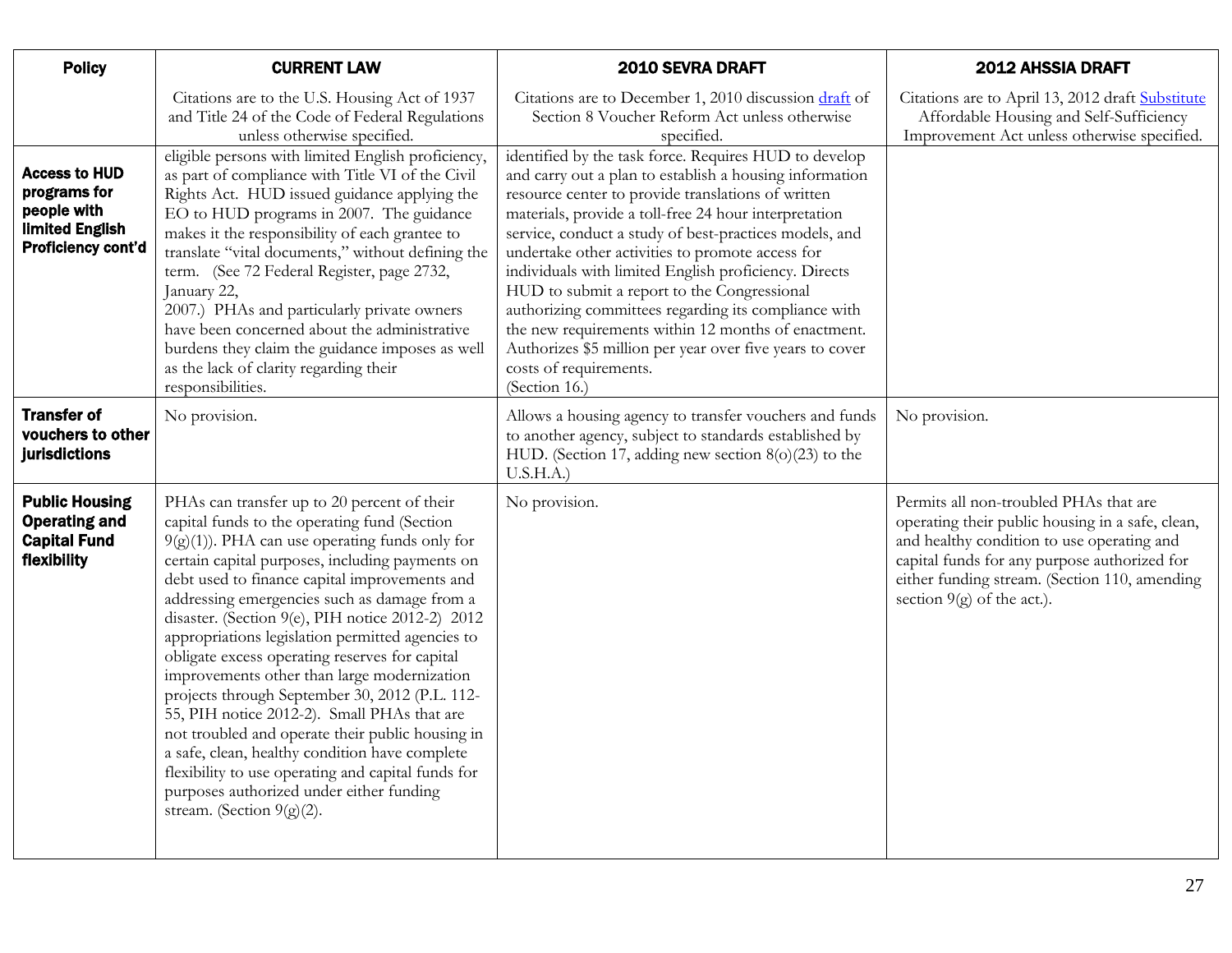| Policy | CURRENT LAW | 2010 SEVRA DRAFT | 2012 AHSSIA DRAFT |
|---|---|---|---|
| | Citations are to the U.S. Housing Act of 1937 and Title 24 of the Code of Federal Regulations unless otherwise specified. | Citations are to December 1, 2010 discussion draft of Section 8 Voucher Reform Act unless otherwise specified. | Citations are to April 13, 2012 draft Substitute Affordable Housing and Self-Sufficiency Improvement Act unless otherwise specified. |
| **Access to HUD programs for people with limited English Proficiency cont'd** | eligible persons with limited English proficiency, as part of compliance with Title VI of the Civil Rights Act. HUD issued guidance applying the EO to HUD programs in 2007. The guidance makes it the responsibility of each grantee to translate "vital documents," without defining the term. (See 72 Federal Register, page 2732, January 22, 2007.) PHAs and particularly private owners have been concerned about the administrative burdens they claim the guidance imposes as well as the lack of clarity regarding their responsibilities. | identified by the task force. Requires HUD to develop and carry out a plan to establish a housing information resource center to provide translations of written materials, provide a toll-free 24 hour interpretation service, conduct a study of best-practices models, and undertake other activities to promote access for individuals with limited English proficiency. Directs HUD to submit a report to the Congressional authorizing committees regarding its compliance with the new requirements within 12 months of enactment. Authorizes $5 million per year over five years to cover costs of requirements. (Section 16.) | |
| **Transfer of vouchers to other jurisdictions** | No provision. | Allows a housing agency to transfer vouchers and funds to another agency, subject to standards established by HUD. (Section 17, adding new section 8(o)(23) to the U.S.H.A.) | No provision. |
| **Public Housing Operating and Capital Fund flexibility** | PHAs can transfer up to 20 percent of their capital funds to the operating fund (Section 9(g)(1)). PHA can use operating funds only for certain capital purposes, including payments on debt used to finance capital improvements and addressing emergencies such as damage from a disaster. (Section 9(e), PIH notice 2012-2) 2012 appropriations legislation permitted agencies to obligate excess operating reserves for capital improvements other than large modernization projects through September 30, 2012 (P.L. 112-55, PIH notice 2012-2). Small PHAs that are not troubled and operate their public housing in a safe, clean, healthy condition have complete flexibility to use operating and capital funds for purposes authorized under either funding stream. (Section 9(g)(2). | No provision. | Permits all non-troubled PHAs that are operating their public housing in a safe, clean, and healthy condition to use operating and capital funds for any purpose authorized for either funding stream. (Section 110, amending section 9(g) of the act.). |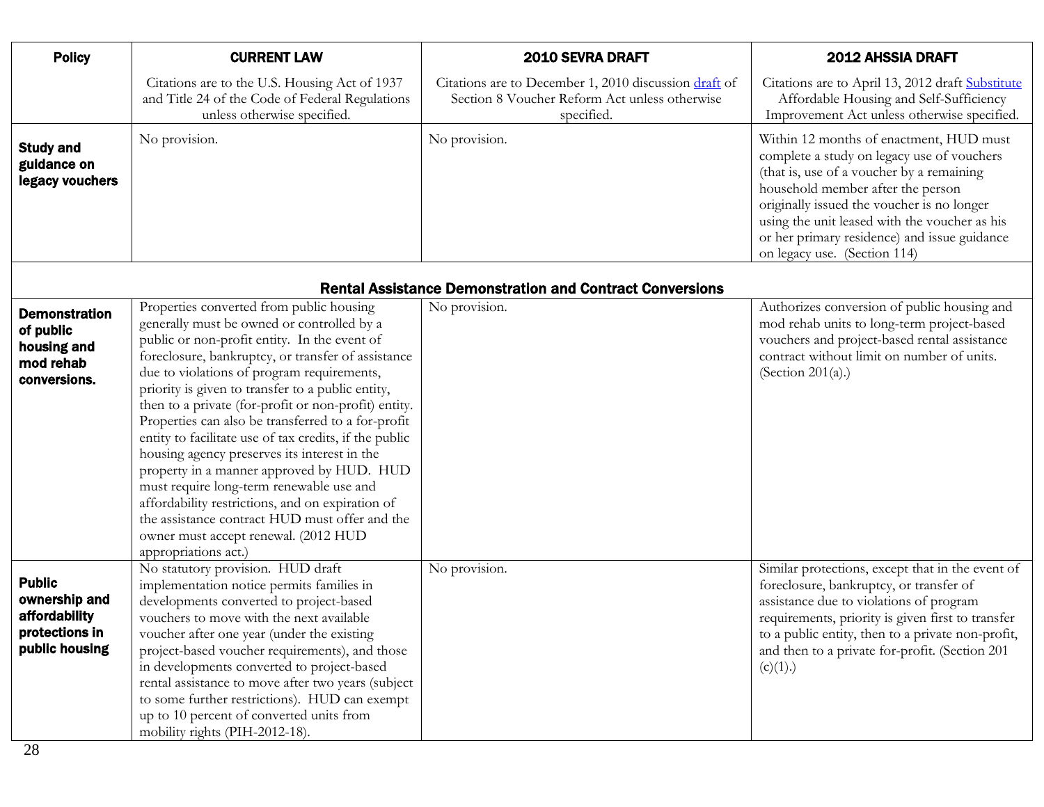| Policy | CURRENT LAW | 2010 SEVRA DRAFT | 2012 AHSSIA DRAFT |
|---|---|---|---|
| | Citations are to the U.S. Housing Act of 1937 and Title 24 of the Code of Federal Regulations unless otherwise specified. | Citations are to December 1, 2010 discussion draft of Section 8 Voucher Reform Act unless otherwise specified. | Citations are to April 13, 2012 draft Substitute Affordable Housing and Self-Sufficiency Improvement Act unless otherwise specified. |
| **Study and guidance on legacy vouchers** | No provision. | No provision. | Within 12 months of enactment, HUD must complete a study on legacy use of vouchers (that is, use of a voucher by a remaining household member after the person originally issued the voucher is no longer using the unit leased with the voucher as his or her primary residence) and issue guidance on legacy use. (Section 114) |
| **Rental Assistance Demonstration and Contract Conversions** | | | |
| **Demonstration of public housing and mod rehab conversions.** | Properties converted from public housing generally must be owned or controlled by a public or non-profit entity. In the event of foreclosure, bankruptcy, or transfer of assistance due to violations of program requirements, priority is given to transfer to a public entity, then to a private (for-profit or non-profit) entity. Properties can also be transferred to a for-profit entity to facilitate use of tax credits, if the public housing agency preserves its interest in the property in a manner approved by HUD. HUD must require long-term renewable use and affordability restrictions, and on expiration of the assistance contract HUD must offer and the owner must accept renewal. (2012 HUD appropriations act.) | No provision. | Authorizes conversion of public housing and mod rehab units to long-term project-based vouchers and project-based rental assistance contract without limit on number of units. (Section 201(a).) |
| **Public ownership and affordability protections in public housing** | No statutory provision. HUD draft implementation notice permits families in developments converted to project-based vouchers to move with the next available voucher after one year (under the existing project-based voucher requirements), and those in developments converted to project-based rental assistance to move after two years (subject to some further restrictions). HUD can exempt up to 10 percent of converted units from mobility rights (PIH-2012-18). | No provision. | Similar protections, except that in the event of foreclosure, bankruptcy, or transfer of assistance due to violations of program requirements, priority is given first to transfer to a public entity, then to a private non-profit, and then to a private for-profit. (Section 201 (c)(1).) |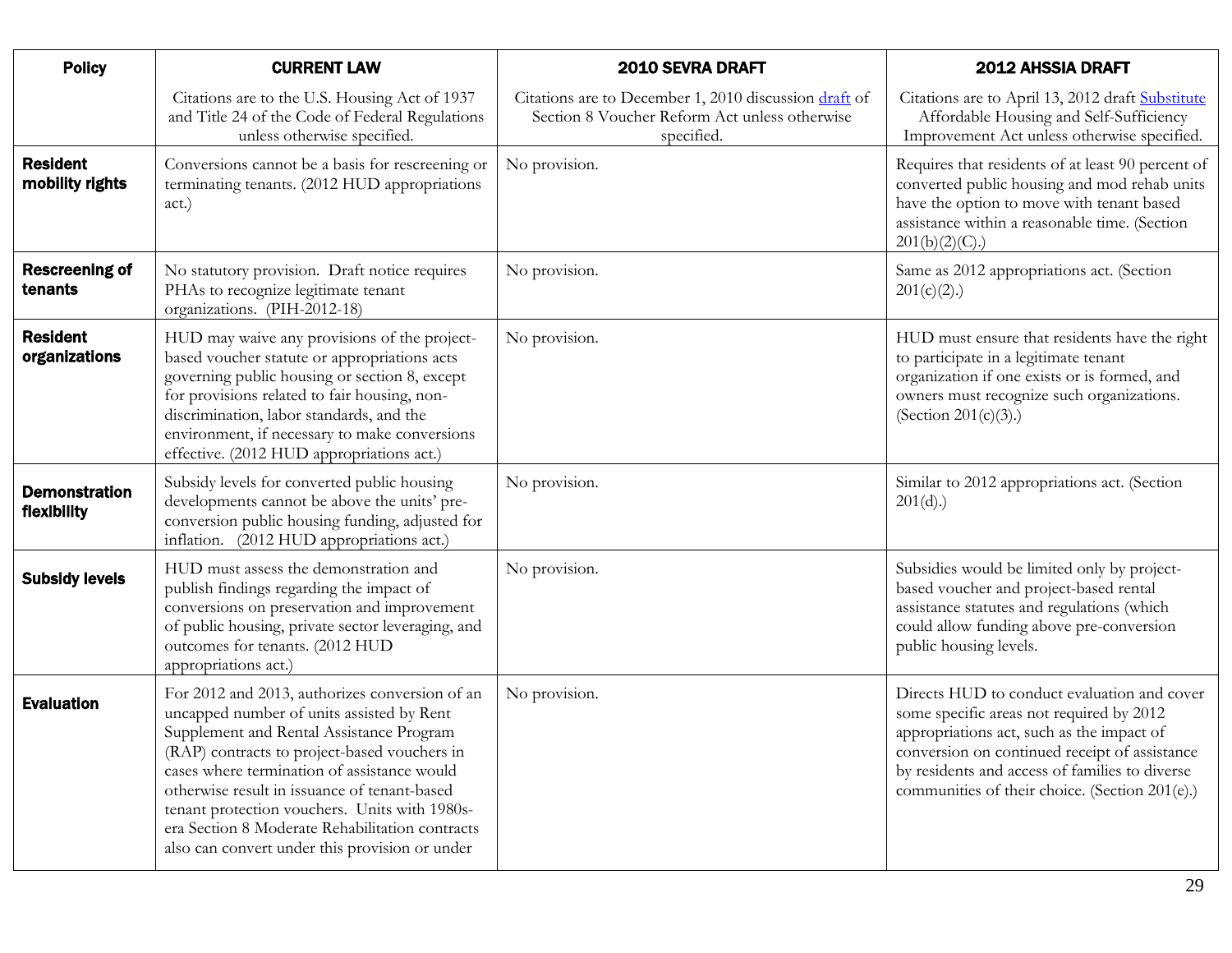| Policy | CURRENT LAW | 2010 SEVRA DRAFT | 2012 AHSSIA DRAFT |
|---|---|---|---|
| | Citations are to the U.S. Housing Act of 1937 and Title 24 of the Code of Federal Regulations unless otherwise specified. | Citations are to December 1, 2010 discussion draft of Section 8 Voucher Reform Act unless otherwise specified. | Citations are to April 13, 2012 draft Substitute Affordable Housing and Self-Sufficiency Improvement Act unless otherwise specified. |
| **Resident mobility rights** | Conversions cannot be a basis for rescreening or terminating tenants. (2012 HUD appropriations act.) | No provision. | Requires that residents of at least 90 percent of converted public housing and mod rehab units have the option to move with tenant based assistance within a reasonable time. (Section 201(b)(2)(C).) |
| **Rescreening of tenants** | No statutory provision. Draft notice requires PHAs to recognize legitimate tenant organizations. (PIH-2012-18) | No provision. | Same as 2012 appropriations act. (Section 201(c)(2).) |
| **Resident organizations** | HUD may waive any provisions of the project-based voucher statute or appropriations acts governing public housing or section 8, except for provisions related to fair housing, non-discrimination, labor standards, and the environment, if necessary to make conversions effective. (2012 HUD appropriations act.) | No provision. | HUD must ensure that residents have the right to participate in a legitimate tenant organization if one exists or is formed, and owners must recognize such organizations. (Section 201(c)(3).) |
| **Demonstration flexibility** | Subsidy levels for converted public housing developments cannot be above the units' pre-conversion public housing funding, adjusted for inflation. (2012 HUD appropriations act.) | No provision. | Similar to 2012 appropriations act. (Section 201(d).) |
| **Subsidy levels** | HUD must assess the demonstration and publish findings regarding the impact of conversions on preservation and improvement of public housing, private sector leveraging, and outcomes for tenants. (2012 HUD appropriations act.) | No provision. | Subsidies would be limited only by project-based voucher and project-based rental assistance statutes and regulations (which could allow funding above pre-conversion public housing levels. |
| **Evaluation** | For 2012 and 2013, authorizes conversion of an uncapped number of units assisted by Rent Supplement and Rental Assistance Program (RAP) contracts to project-based vouchers in cases where termination of assistance would otherwise result in issuance of tenant-based tenant protection vouchers. Units with 1980s-era Section 8 Moderate Rehabilitation contracts also can convert under this provision or under | No provision. | Directs HUD to conduct evaluation and cover some specific areas not required by 2012 appropriations act, such as the impact of conversion on continued receipt of assistance by residents and access of families to diverse communities of their choice. (Section 201(e).) |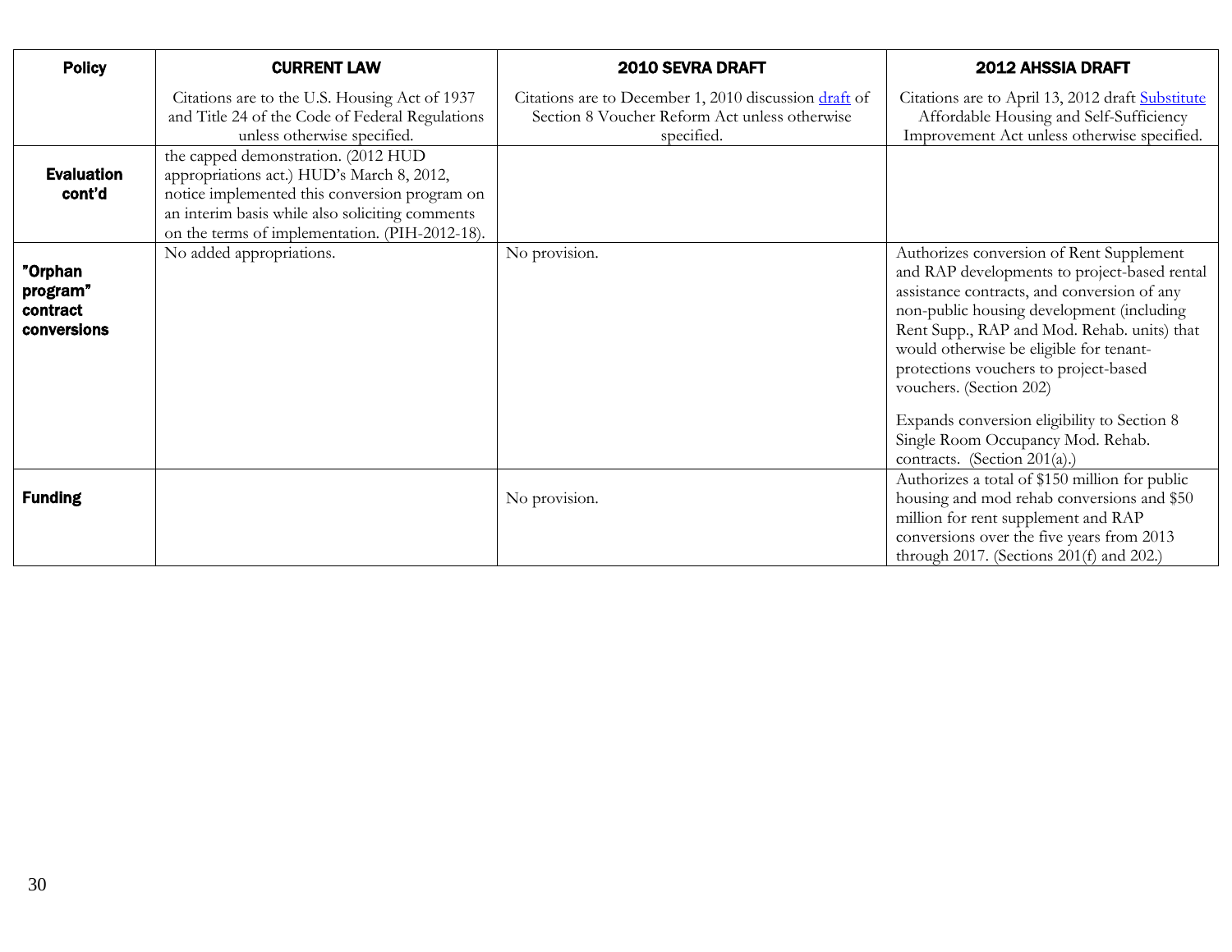| Policy | CURRENT LAW | 2010 SEVRA DRAFT | 2012 AHSSIA DRAFT |
|---|---|---|---|
| | Citations are to the U.S. Housing Act of 1937 and Title 24 of the Code of Federal Regulations unless otherwise specified. | Citations are to December 1, 2010 discussion draft of Section 8 Voucher Reform Act unless otherwise specified. | Citations are to April 13, 2012 draft Substitute Affordable Housing and Self-Sufficiency Improvement Act unless otherwise specified. |
| **Evaluation cont'd** | the capped demonstration. (2012 HUD appropriations act.) HUD's March 8, 2012, notice implemented this conversion program on an interim basis while also soliciting comments on the terms of implementation. (PIH-2012-18). | | |
| **"Orphan program" contract conversions** | No added appropriations. | No provision. | Authorizes conversion of Rent Supplement and RAP developments to project-based rental assistance contracts, and conversion of any non-public housing development (including Rent Supp., RAP and Mod. Rehab. units) that would otherwise be eligible for tenant-protections vouchers to project-based vouchers. (Section 202)<br><br>Expands conversion eligibility to Section 8 Single Room Occupancy Mod. Rehab. contracts. (Section 201(a).) |
| **Funding** | | No provision. | Authorizes a total of $150 million for public housing and mod rehab conversions and $50 million for rent supplement and RAP conversions over the five years from 2013 through 2017. (Sections 201(f) and 202.) |